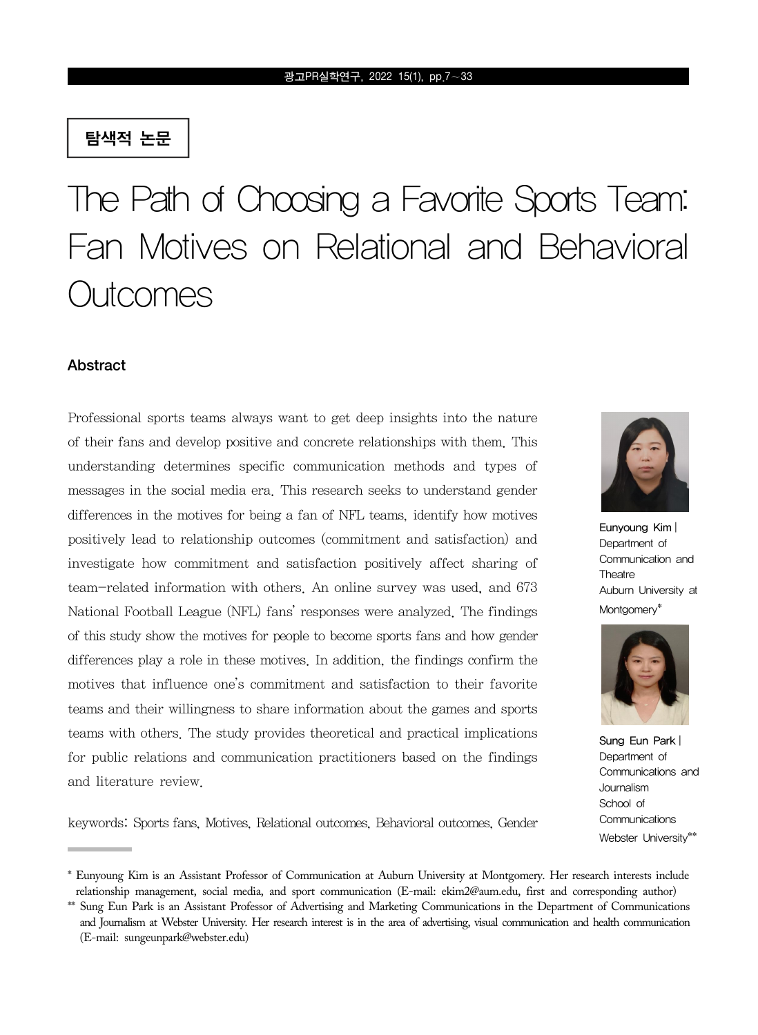탐색적 논문

# The Path of Choosing a Favorite Sports Team: Fan Motives on Relational and Behavioral Outcomes

## Abstract

Professional sports teams always want to get deep insights into the nature of their fans and develop positive and concrete relationships with them. This understanding determines specific communication methods and types of messages in the social media era. This research seeks to understand gender differences in the motives for being a fan of NFL teams, identify how motives positively lead to relationship outcomes (commitment and satisfaction) and investigate how commitment and satisfaction positively affect sharing of team-related information with others. An online survey was used, and 673 National Football League (NFL) fans' responses were analyzed. The findings of this study show the motives for people to become sports fans and how gender differences play a role in these motives. In addition, the findings confirm the motives that influence one's commitment and satisfaction to their favorite teams and their willingness to share information about the games and sports teams with others. The study provides theoretical and practical implications for public relations and communication practitioners based on the findings and literature review.

keywords: Sports fans, Motives, Relational outcomes, Behavioral outcomes, Gender

**Eunyoung Kim** | Department of Communication and Theatre Auburn University at Montgomery*

**Sung Eun Park** | Department of Communications and Journalism School of Communications Webster University**

---

\* Eunyoung Kim is an Assistant Professor of Communication at Auburn University at Montgomery. Her research interests include relationship management, social media, and sport communication (E-mail: ekim2@aum.edu, first and corresponding author)

\*\* Sung Eun Park is an Assistant Professor of Advertising and Marketing Communications in the Department of Communications and Journalism at Webster University. Her research interest is in the area of advertising, visual communication and health communication (E-mail: sungeunpark@webster.edu)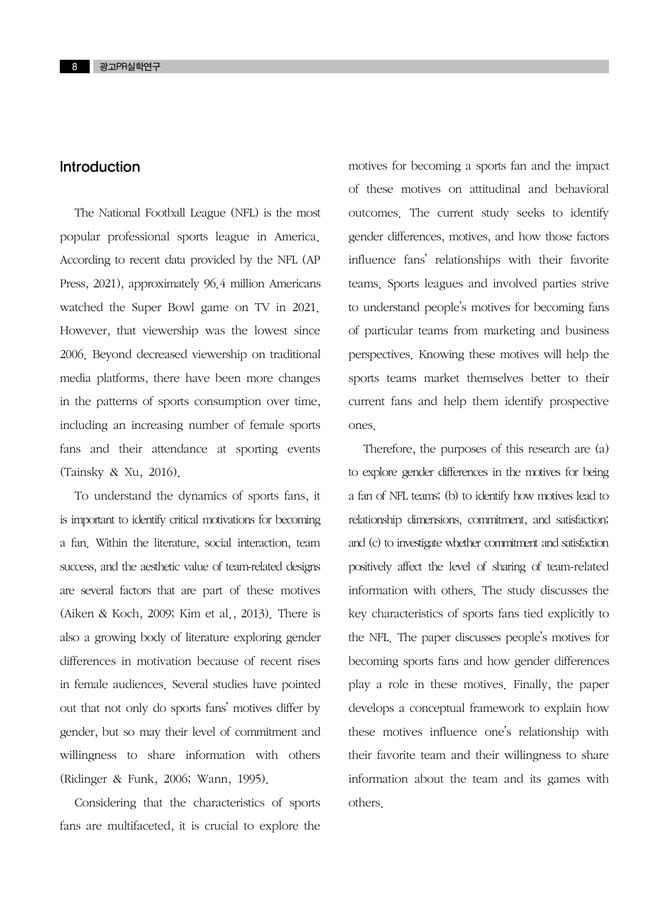## Introduction

The National Football League (NFL) is the most popular professional sports league in America. According to recent data provided by the NFL (AP Press, 2021), approximately 96.4 million Americans watched the Super Bowl game on TV in 2021. However, that viewership was the lowest since 2006. Beyond decreased viewership on traditional media platforms, there have been more changes in the patterns of sports consumption over time, including an increasing number of female sports fans and their attendance at sporting events (Tainsky & Xu, 2016).

To understand the dynamics of sports fans, it is important to identify critical motivations for becoming a fan. Within the literature, social interaction, team success, and the aesthetic value of team-related designs are several factors that are part of these motives (Aiken & Koch, 2009; Kim et al., 2013). There is also a growing body of literature exploring gender differences in motivation because of recent rises in female audiences. Several studies have pointed out that not only do sports fans' motives differ by gender, but so may their level of commitment and willingness to share information with others (Ridinger & Funk, 2006; Wann, 1995).

Considering that the characteristics of sports fans are multifaceted, it is crucial to explore the motives for becoming a sports fan and the impact of these motives on attitudinal and behavioral outcomes. The current study seeks to identify gender differences, motives, and how those factors influence fans' relationships with their favorite teams. Sports leagues and involved parties strive to understand people's motives for becoming fans of particular teams from marketing and business perspectives. Knowing these motives will help the sports teams market themselves better to their current fans and help them identify prospective ones.

Therefore, the purposes of this research are (a) to explore gender differences in the motives for being a fan of NFL teams; (b) to identify how motives lead to relationship dimensions, commitment, and satisfaction; and (c) to investigate whether commitment and satisfaction positively affect the level of sharing of team-related information with others. The study discusses the key characteristics of sports fans tied explicitly to the NFL. The paper discusses people's motives for becoming sports fans and how gender differences play a role in these motives. Finally, the paper develops a conceptual framework to explain how these motives influence one's relationship with their favorite team and their willingness to share information about the team and its games with others.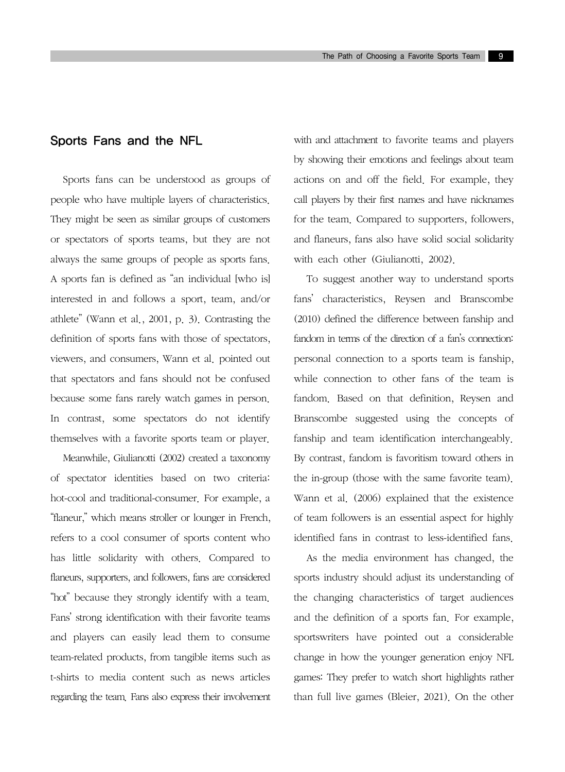## Sports Fans and the NFL

Sports fans can be understood as groups of people who have multiple layers of characteristics. They might be seen as similar groups of customers or spectators of sports teams, but they are not always the same groups of people as sports fans. A sports fan is defined as "an individual [who is] interested in and follows a sport, team, and/or athlete" (Wann et al., 2001, p. 3). Contrasting the definition of sports fans with those of spectators, viewers, and consumers, Wann et al. pointed out that spectators and fans should not be confused because some fans rarely watch games in person. In contrast, some spectators do not identify themselves with a favorite sports team or player.

Meanwhile, Giulianotti (2002) created a taxonomy of spectator identities based on two criteria: hot-cool and traditional-consumer. For example, a "flaneur," which means stroller or lounger in French, refers to a cool consumer of sports content who has little solidarity with others. Compared to flaneurs, supporters, and followers, fans are considered "hot" because they strongly identify with a team. Fans' strong identification with their favorite teams and players can easily lead them to consume team-related products, from tangible items such as t-shirts to media content such as news articles regarding the team. Fans also express their involvement with and attachment to favorite teams and players by showing their emotions and feelings about team actions on and off the field. For example, they call players by their first names and have nicknames for the team. Compared to supporters, followers, and flaneurs, fans also have solid social solidarity with each other (Giulianotti, 2002).

To suggest another way to understand sports fans' characteristics, Reysen and Branscombe (2010) defined the difference between fanship and fandom in terms of the direction of a fan's connection: personal connection to a sports team is fanship, while connection to other fans of the team is fandom. Based on that definition, Reysen and Branscombe suggested using the concepts of fanship and team identification interchangeably. By contrast, fandom is favoritism toward others in the in-group (those with the same favorite team). Wann et al. (2006) explained that the existence of team followers is an essential aspect for highly identified fans in contrast to less-identified fans.

As the media environment has changed, the sports industry should adjust its understanding of the changing characteristics of target audiences and the definition of a sports fan. For example, sportswriters have pointed out a considerable change in how the younger generation enjoy NFL games: They prefer to watch short highlights rather than full live games (Bleier, 2021). On the other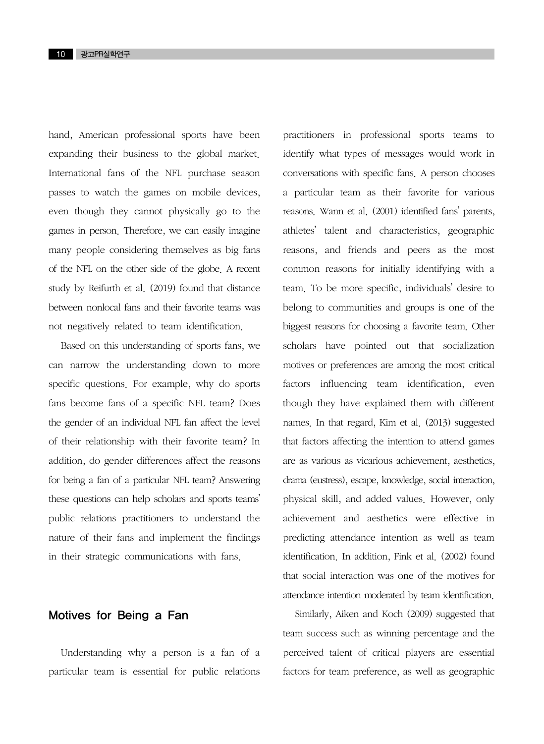hand, American professional sports have been expanding their business to the global market. International fans of the NFL purchase season passes to watch the games on mobile devices, even though they cannot physically go to the games in person. Therefore, we can easily imagine many people considering themselves as big fans of the NFL on the other side of the globe. A recent study by Reifurth et al. (2019) found that distance between nonlocal fans and their favorite teams was not negatively related to team identification.

Based on this understanding of sports fans, we can narrow the understanding down to more specific questions. For example, why do sports fans become fans of a specific NFL team? Does the gender of an individual NFL fan affect the level of their relationship with their favorite team? In addition, do gender differences affect the reasons for being a fan of a particular NFL team? Answering these questions can help scholars and sports teams' public relations practitioners to understand the nature of their fans and implement the findings in their strategic communications with fans.

## Motives for Being a Fan

Understanding why a person is a fan of a particular team is essential for public relations practitioners in professional sports teams to identify what types of messages would work in conversations with specific fans. A person chooses a particular team as their favorite for various reasons. Wann et al. (2001) identified fans' parents, athletes' talent and characteristics, geographic reasons, and friends and peers as the most common reasons for initially identifying with a team. To be more specific, individuals' desire to belong to communities and groups is one of the biggest reasons for choosing a favorite team. Other scholars have pointed out that socialization motives or preferences are among the most critical factors influencing team identification, even though they have explained them with different names. In that regard, Kim et al. (2013) suggested that factors affecting the intention to attend games are as various as vicarious achievement, aesthetics, drama (eustress), escape, knowledge, social interaction, physical skill, and added values. However, only achievement and aesthetics were effective in predicting attendance intention as well as team identification. In addition, Fink et al. (2002) found that social interaction was one of the motives for attendance intention moderated by team identification.

Similarly, Aiken and Koch (2009) suggested that team success such as winning percentage and the perceived talent of critical players are essential factors for team preference, as well as geographic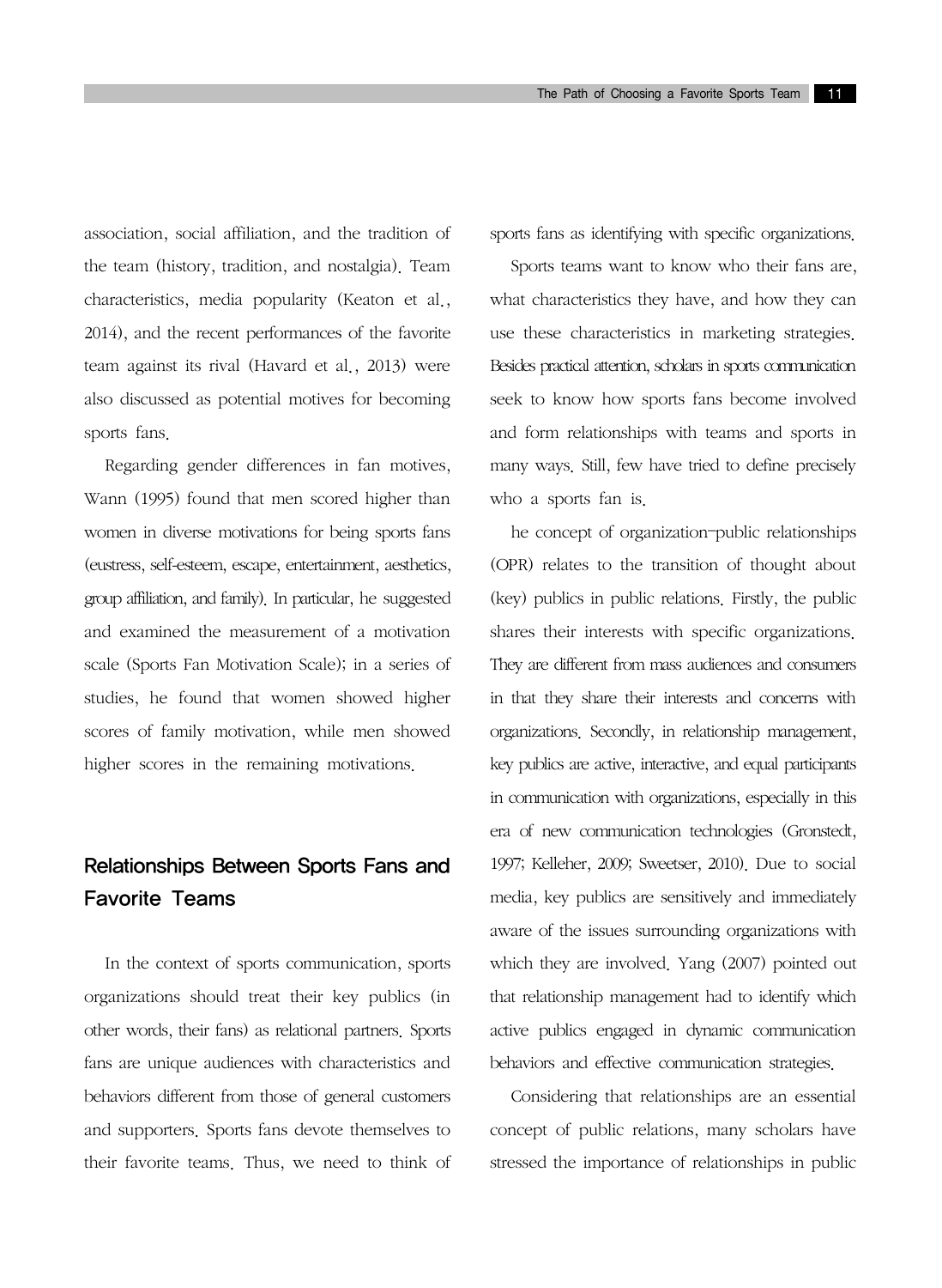association, social affiliation, and the tradition of the team (history, tradition, and nostalgia). Team characteristics, media popularity (Keaton et al., 2014), and the recent performances of the favorite team against its rival (Havard et al., 2013) were also discussed as potential motives for becoming sports fans.

Regarding gender differences in fan motives, Wann (1995) found that men scored higher than women in diverse motivations for being sports fans (eustress, self-esteem, escape, entertainment, aesthetics, group affiliation, and family). In particular, he suggested and examined the measurement of a motivation scale (Sports Fan Motivation Scale); in a series of studies, he found that women showed higher scores of family motivation, while men showed higher scores in the remaining motivations.

## Relationships Between Sports Fans and Favorite Teams

In the context of sports communication, sports organizations should treat their key publics (in other words, their fans) as relational partners. Sports fans are unique audiences with characteristics and behaviors different from those of general customers and supporters. Sports fans devote themselves to their favorite teams. Thus, we need to think of sports fans as identifying with specific organizations.

Sports teams want to know who their fans are, what characteristics they have, and how they can use these characteristics in marketing strategies. Besides practical attention, scholars in sports communication seek to know how sports fans become involved and form relationships with teams and sports in many ways. Still, few have tried to define precisely who a sports fan is.

he concept of organization-public relationships (OPR) relates to the transition of thought about (key) publics in public relations. Firstly, the public shares their interests with specific organizations. They are different from mass audiences and consumers in that they share their interests and concerns with organizations. Secondly, in relationship management, key publics are active, interactive, and equal participants in communication with organizations, especially in this era of new communication technologies (Gronstedt, 1997; Kelleher, 2009; Sweetser, 2010). Due to social media, key publics are sensitively and immediately aware of the issues surrounding organizations with which they are involved. Yang (2007) pointed out that relationship management had to identify which active publics engaged in dynamic communication behaviors and effective communication strategies.

Considering that relationships are an essential concept of public relations, many scholars have stressed the importance of relationships in public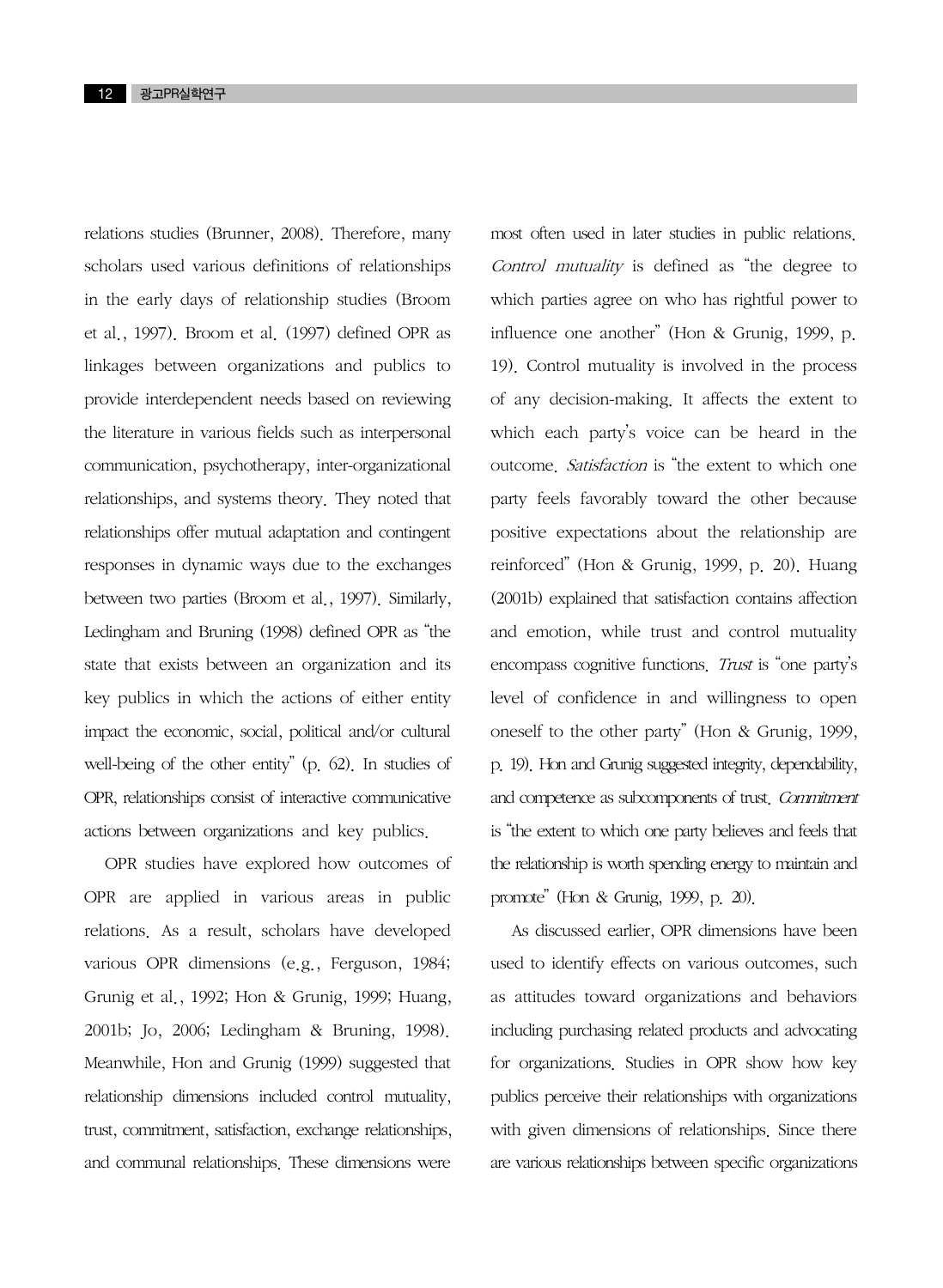relations studies (Brunner, 2008). Therefore, many scholars used various definitions of relationships in the early days of relationship studies (Broom et al., 1997). Broom et al. (1997) defined OPR as linkages between organizations and publics to provide interdependent needs based on reviewing the literature in various fields such as interpersonal communication, psychotherapy, inter-organizational relationships, and systems theory. They noted that relationships offer mutual adaptation and contingent responses in dynamic ways due to the exchanges between two parties (Broom et al., 1997). Similarly, Ledingham and Bruning (1998) defined OPR as "the state that exists between an organization and its key publics in which the actions of either entity impact the economic, social, political and/or cultural well-being of the other entity" (p. 62). In studies of OPR, relationships consist of interactive communicative actions between organizations and key publics.

OPR studies have explored how outcomes of OPR are applied in various areas in public relations. As a result, scholars have developed various OPR dimensions (e.g., Ferguson, 1984; Grunig et al., 1992; Hon & Grunig, 1999; Huang, 2001b; Jo, 2006; Ledingham & Bruning, 1998). Meanwhile, Hon and Grunig (1999) suggested that relationship dimensions included control mutuality, trust, commitment, satisfaction, exchange relationships, and communal relationships. These dimensions were most often used in later studies in public relations. *Control mutuality* is defined as "the degree to which parties agree on who has rightful power to influence one another" (Hon & Grunig, 1999, p. 19). Control mutuality is involved in the process of any decision-making. It affects the extent to which each party's voice can be heard in the outcome. *Satisfaction* is "the extent to which one party feels favorably toward the other because positive expectations about the relationship are reinforced" (Hon & Grunig, 1999, p. 20). Huang (2001b) explained that satisfaction contains affection and emotion, while trust and control mutuality encompass cognitive functions. *Trust* is "one party's level of confidence in and willingness to open oneself to the other party" (Hon & Grunig, 1999, p. 19). Hon and Grunig suggested integrity, dependability, and competence as subcomponents of trust. *Commitment* is "the extent to which one party believes and feels that the relationship is worth spending energy to maintain and promote" (Hon & Grunig, 1999, p. 20).

As discussed earlier, OPR dimensions have been used to identify effects on various outcomes, such as attitudes toward organizations and behaviors including purchasing related products and advocating for organizations. Studies in OPR show how key publics perceive their relationships with organizations with given dimensions of relationships. Since there are various relationships between specific organizations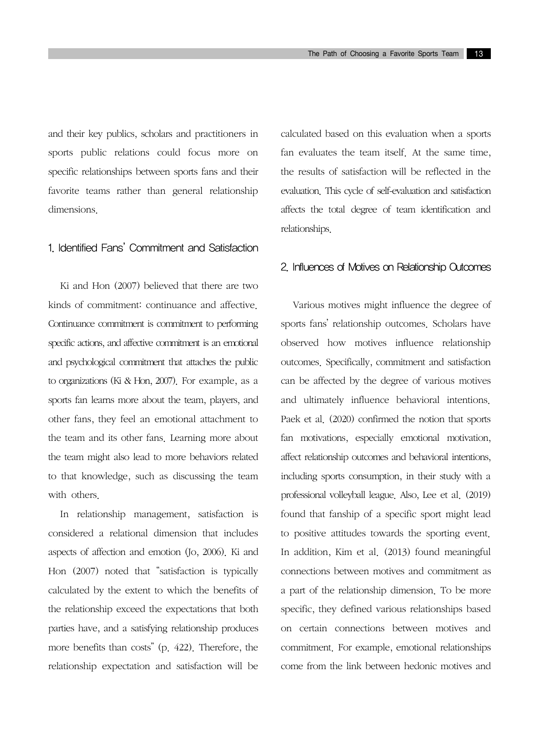and their key publics, scholars and practitioners in sports public relations could focus more on specific relationships between sports fans and their favorite teams rather than general relationship dimensions.

## 1. Identified Fans' Commitment and Satisfaction

Ki and Hon (2007) believed that there are two kinds of commitment: continuance and affective. Continuance commitment is commitment to performing specific actions, and affective commitment is an emotional and psychological commitment that attaches the public to organizations (Ki & Hon, 2007). For example, as a sports fan learns more about the team, players, and other fans, they feel an emotional attachment to the team and its other fans. Learning more about the team might also lead to more behaviors related to that knowledge, such as discussing the team with others.

In relationship management, satisfaction is considered a relational dimension that includes aspects of affection and emotion (Jo, 2006). Ki and Hon (2007) noted that "satisfaction is typically calculated by the extent to which the benefits of the relationship exceed the expectations that both parties have, and a satisfying relationship produces more benefits than costs" (p. 422). Therefore, the relationship expectation and satisfaction will be calculated based on this evaluation when a sports fan evaluates the team itself. At the same time, the results of satisfaction will be reflected in the evaluation. This cycle of self-evaluation and satisfaction affects the total degree of team identification and relationships.

## 2. Influences of Motives on Relationship Outcomes

Various motives might influence the degree of sports fans' relationship outcomes. Scholars have observed how motives influence relationship outcomes. Specifically, commitment and satisfaction can be affected by the degree of various motives and ultimately influence behavioral intentions. Paek et al. (2020) confirmed the notion that sports fan motivations, especially emotional motivation, affect relationship outcomes and behavioral intentions, including sports consumption, in their study with a professional volleyball league. Also, Lee et al. (2019) found that fanship of a specific sport might lead to positive attitudes towards the sporting event. In addition, Kim et al. (2013) found meaningful connections between motives and commitment as a part of the relationship dimension. To be more specific, they defined various relationships based on certain connections between motives and commitment. For example, emotional relationships come from the link between hedonic motives and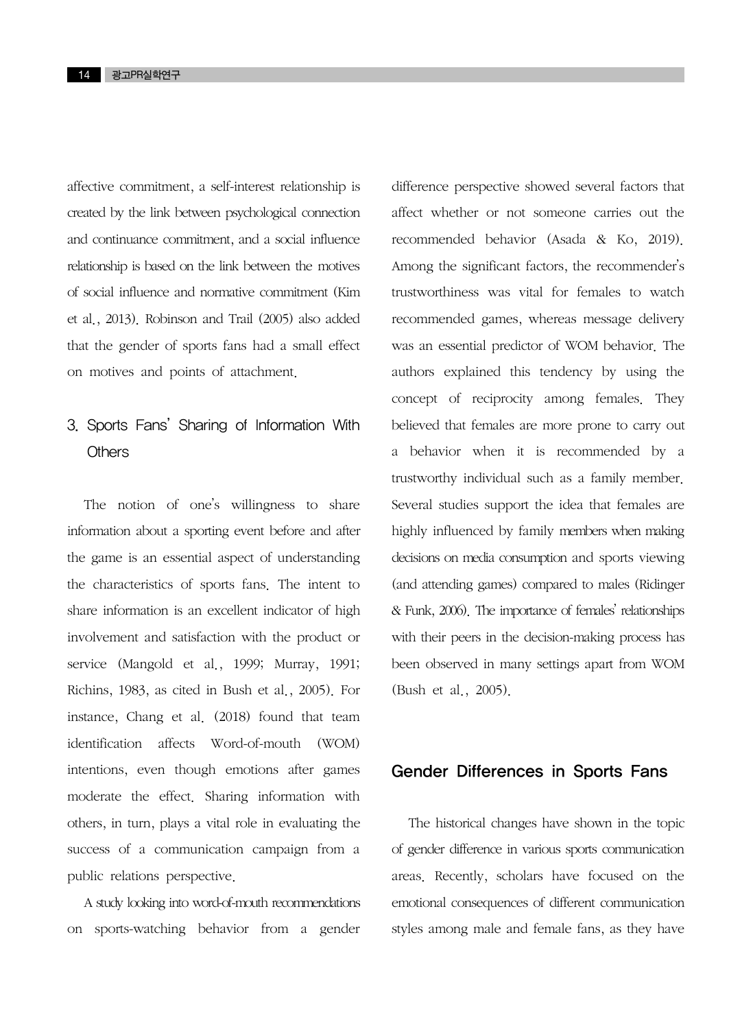affective commitment, a self-interest relationship is created by the link between psychological connection and continuance commitment, and a social influence relationship is based on the link between the motives of social influence and normative commitment (Kim et al., 2013). Robinson and Trail (2005) also added that the gender of sports fans had a small effect on motives and points of attachment.

### 3. Sports Fans' Sharing of Information With Others

The notion of one's willingness to share information about a sporting event before and after the game is an essential aspect of understanding the characteristics of sports fans. The intent to share information is an excellent indicator of high involvement and satisfaction with the product or service (Mangold et al., 1999; Murray, 1991; Richins, 1983, as cited in Bush et al., 2005). For instance, Chang et al. (2018) found that team identification affects Word-of-mouth (WOM) intentions, even though emotions after games moderate the effect. Sharing information with others, in turn, plays a vital role in evaluating the success of a communication campaign from a public relations perspective.

A study looking into word-of-mouth recommendations on sports-watching behavior from a gender difference perspective showed several factors that affect whether or not someone carries out the recommended behavior (Asada & Ko, 2019). Among the significant factors, the recommender's trustworthiness was vital for females to watch recommended games, whereas message delivery was an essential predictor of WOM behavior. The authors explained this tendency by using the concept of reciprocity among females. They believed that females are more prone to carry out a behavior when it is recommended by a trustworthy individual such as a family member. Several studies support the idea that females are highly influenced by family members when making decisions on media consumption and sports viewing (and attending games) compared to males (Ridinger & Funk, 2006). The importance of females' relationships with their peers in the decision-making process has been observed in many settings apart from WOM (Bush et al., 2005).

## Gender Differences in Sports Fans

The historical changes have shown in the topic of gender difference in various sports communication areas. Recently, scholars have focused on the emotional consequences of different communication styles among male and female fans, as they have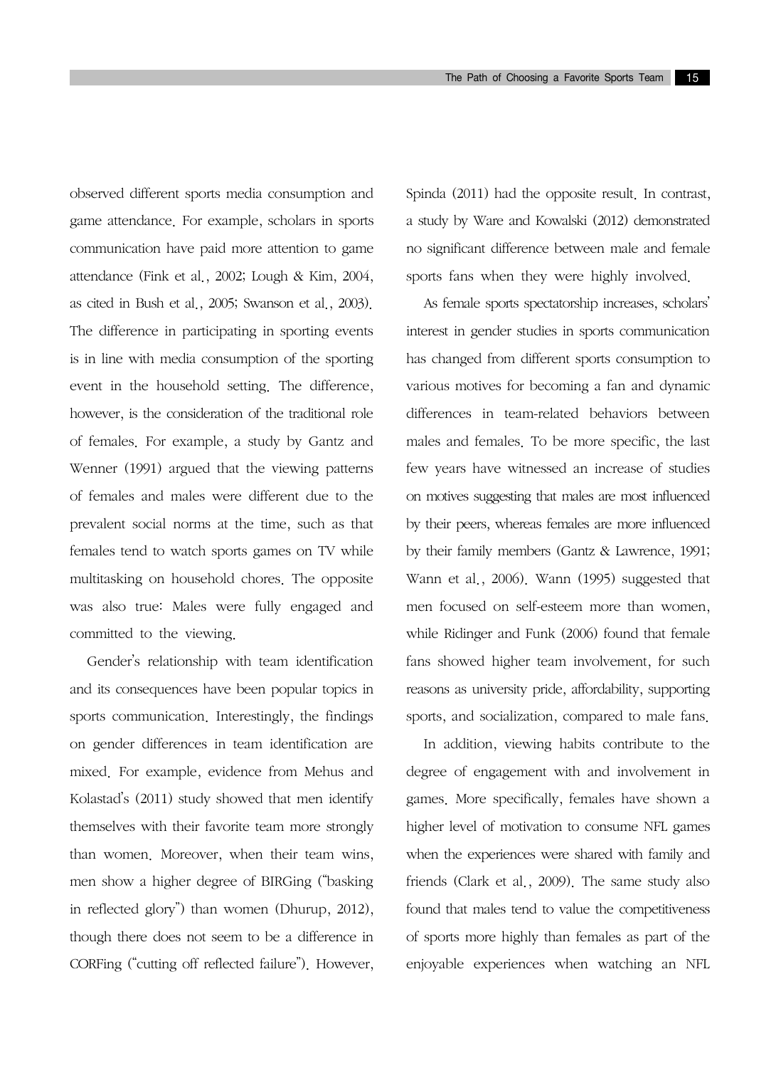observed different sports media consumption and game attendance. For example, scholars in sports communication have paid more attention to game attendance (Fink et al., 2002; Lough & Kim, 2004, as cited in Bush et al., 2005; Swanson et al., 2003). The difference in participating in sporting events is in line with media consumption of the sporting event in the household setting. The difference, however, is the consideration of the traditional role of females. For example, a study by Gantz and Wenner (1991) argued that the viewing patterns of females and males were different due to the prevalent social norms at the time, such as that females tend to watch sports games on TV while multitasking on household chores. The opposite was also true: Males were fully engaged and committed to the viewing.

Gender's relationship with team identification and its consequences have been popular topics in sports communication. Interestingly, the findings on gender differences in team identification are mixed. For example, evidence from Mehus and Kolastad's (2011) study showed that men identify themselves with their favorite team more strongly than women. Moreover, when their team wins, men show a higher degree of BIRGing ("basking in reflected glory") than women (Dhurup, 2012), though there does not seem to be a difference in CORFing ("cutting off reflected failure"). However, Spinda (2011) had the opposite result. In contrast, a study by Ware and Kowalski (2012) demonstrated no significant difference between male and female sports fans when they were highly involved.

As female sports spectatorship increases, scholars' interest in gender studies in sports communication has changed from different sports consumption to various motives for becoming a fan and dynamic differences in team-related behaviors between males and females. To be more specific, the last few years have witnessed an increase of studies on motives suggesting that males are most influenced by their peers, whereas females are more influenced by their family members (Gantz & Lawrence, 1991; Wann et al., 2006). Wann (1995) suggested that men focused on self-esteem more than women, while Ridinger and Funk (2006) found that female fans showed higher team involvement, for such reasons as university pride, affordability, supporting sports, and socialization, compared to male fans.

In addition, viewing habits contribute to the degree of engagement with and involvement in games. More specifically, females have shown a higher level of motivation to consume NFL games when the experiences were shared with family and friends (Clark et al., 2009). The same study also found that males tend to value the competitiveness of sports more highly than females as part of the enjoyable experiences when watching an NFL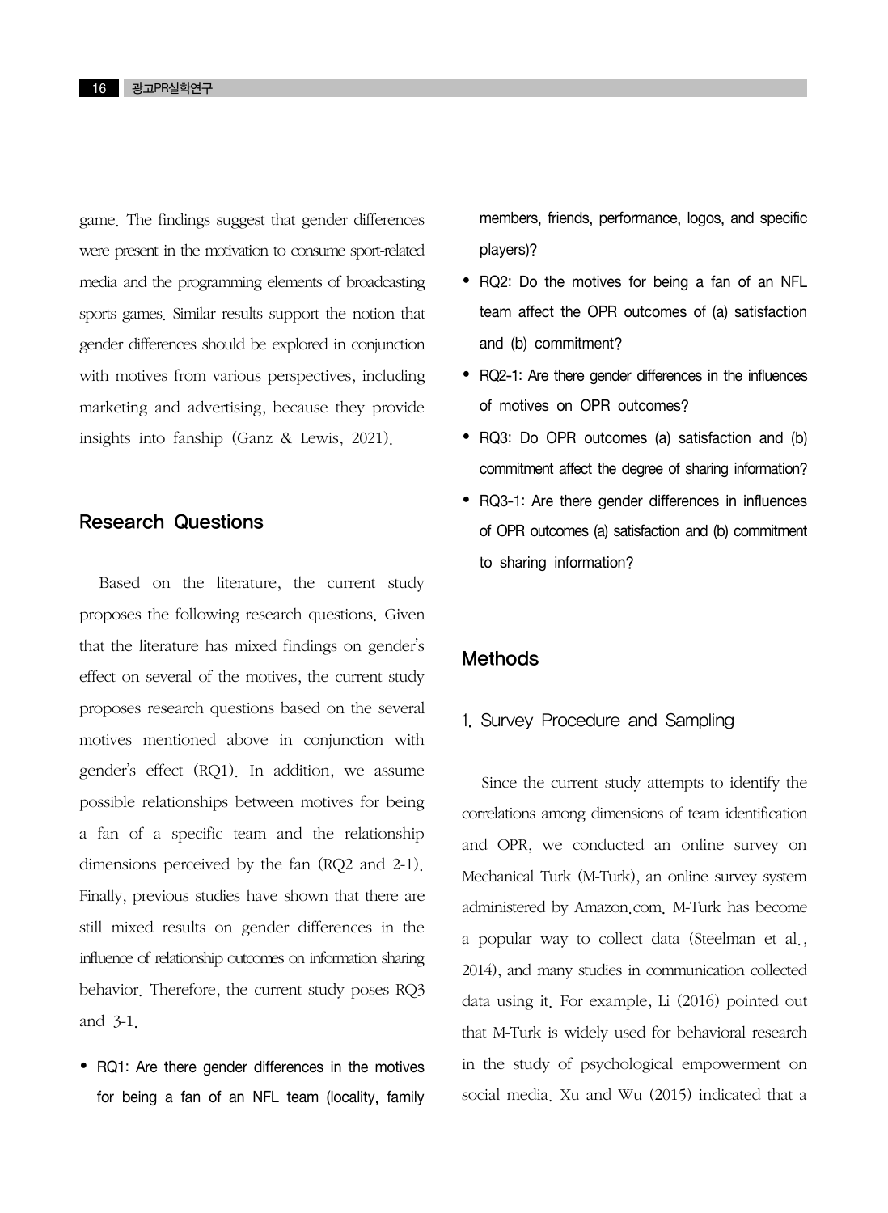game. The findings suggest that gender differences were present in the motivation to consume sport-related media and the programming elements of broadcasting sports games. Similar results support the notion that gender differences should be explored in conjunction with motives from various perspectives, including marketing and advertising, because they provide insights into fanship (Ganz & Lewis, 2021).

## Research Questions

Based on the literature, the current study proposes the following research questions. Given that the literature has mixed findings on gender's effect on several of the motives, the current study proposes research questions based on the several motives mentioned above in conjunction with gender's effect (RQ1). In addition, we assume possible relationships between motives for being a fan of a specific team and the relationship dimensions perceived by the fan (RQ2 and 2-1). Finally, previous studies have shown that there are still mixed results on gender differences in the influence of relationship outcomes on information sharing behavior. Therefore, the current study poses RQ3 and 3-1.

- RQ1: Are there gender differences in the motives for being a fan of an NFL team (locality, family members, friends, performance, logos, and specific players)?
- RQ2: Do the motives for being a fan of an NFL team affect the OPR outcomes of (a) satisfaction and (b) commitment?
- RQ2-1: Are there gender differences in the influences of motives on OPR outcomes?
- RQ3: Do OPR outcomes (a) satisfaction and (b) commitment affect the degree of sharing information?
- RQ3-1: Are there gender differences in influences of OPR outcomes (a) satisfaction and (b) commitment to sharing information?

## Methods

### 1. Survey Procedure and Sampling

Since the current study attempts to identify the correlations among dimensions of team identification and OPR, we conducted an online survey on Mechanical Turk (M-Turk), an online survey system administered by Amazon.com. M-Turk has become a popular way to collect data (Steelman et al., 2014), and many studies in communication collected data using it. For example, Li (2016) pointed out that M-Turk is widely used for behavioral research in the study of psychological empowerment on social media. Xu and Wu (2015) indicated that a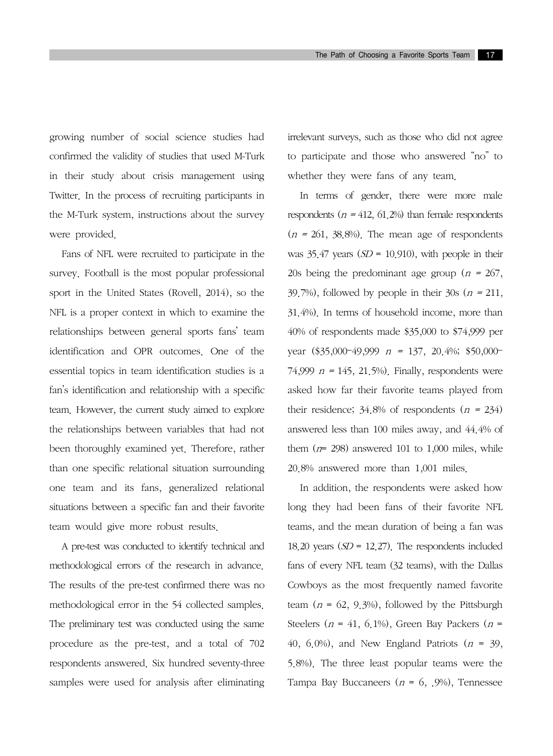growing number of social science studies had confirmed the validity of studies that used M-Turk in their study about crisis management using Twitter. In the process of recruiting participants in the M-Turk system, instructions about the survey were provided.

Fans of NFL were recruited to participate in the survey. Football is the most popular professional sport in the United States (Rovell, 2014), so the NFL is a proper context in which to examine the relationships between general sports fans' team identification and OPR outcomes. One of the essential topics in team identification studies is a fan's identification and relationship with a specific team. However, the current study aimed to explore the relationships between variables that had not been thoroughly examined yet. Therefore, rather than one specific relational situation surrounding one team and its fans, generalized relational situations between a specific fan and their favorite team would give more robust results.

A pre-test was conducted to identify technical and methodological errors of the research in advance. The results of the pre-test confirmed there was no methodological error in the 54 collected samples. The preliminary test was conducted using the same procedure as the pre-test, and a total of 702 respondents answered. Six hundred seventy-three samples were used for analysis after eliminating irrelevant surveys, such as those who did not agree to participate and those who answered "no" to whether they were fans of any team.

In terms of gender, there were more male respondents ($n$ = 412, 61.2%) than female respondents ($n$ = 261, 38.8%). The mean age of respondents was 35.47 years ($SD$ = 10.910), with people in their 20s being the predominant age group ($n$ = 267, 39.7%), followed by people in their 30s ($n$ = 211, 31.4%). In terms of household income, more than 40% of respondents made $35,000 to $74,999 per year ($35,000–49,999 $n$ = 137, 20.4%; $50,000–74,999 $n$ = 145, 21.5%). Finally, respondents were asked how far their favorite teams played from their residence; 34.8% of respondents ($n$ = 234) answered less than 100 miles away, and 44.4% of them ($n$= 298) answered 101 to 1,000 miles, while 20.8% answered more than 1,001 miles.

In addition, the respondents were asked how long they had been fans of their favorite NFL teams, and the mean duration of being a fan was 18.20 years ($SD$ = 12.27). The respondents included fans of every NFL team (32 teams), with the Dallas Cowboys as the most frequently named favorite team ($n$ = 62, 9.3%), followed by the Pittsburgh Steelers ($n$ = 41, 6.1%), Green Bay Packers ($n$ = 40, 6.0%), and New England Patriots ($n$ = 39, 5.8%). The three least popular teams were the Tampa Bay Buccaneers ($n$ = 6, .9%), Tennessee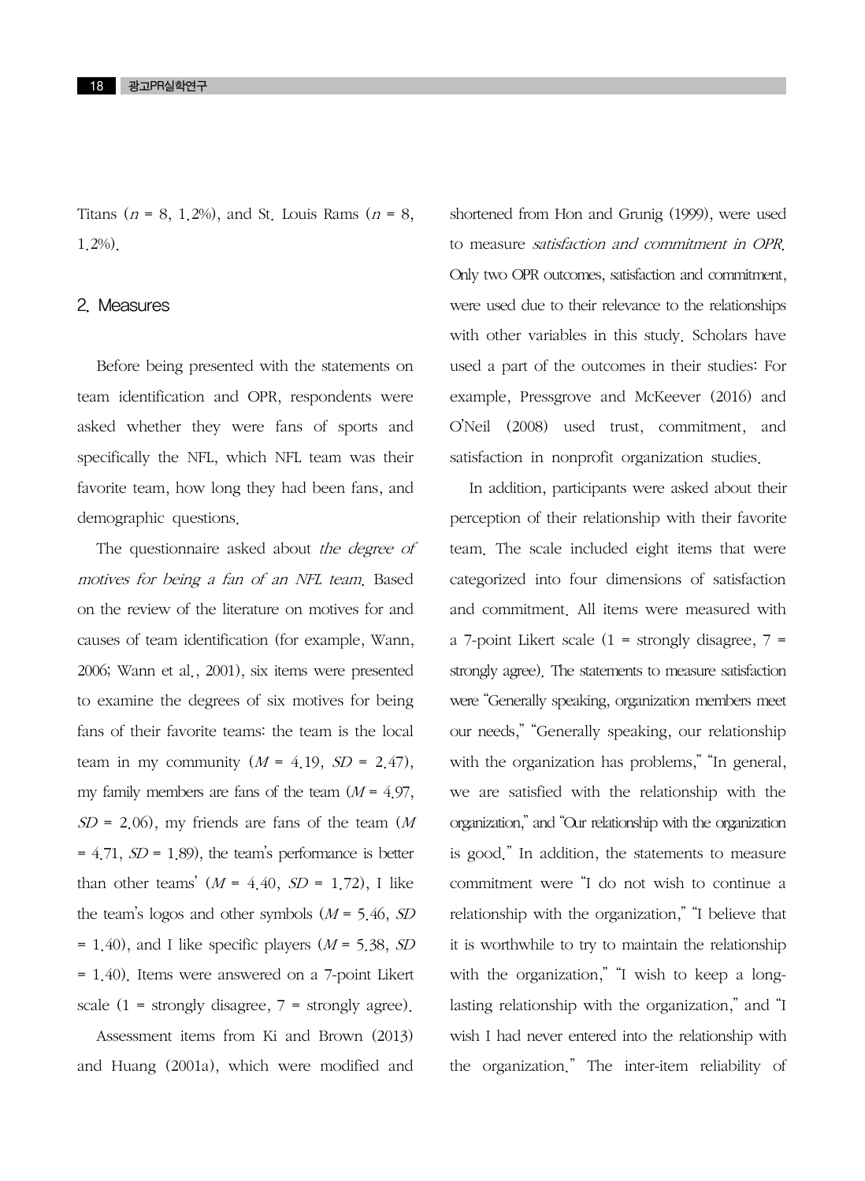Titans ($n$ = 8, 1.2%), and St. Louis Rams ($n$ = 8, 1.2%).

## 2. Measures

Before being presented with the statements on team identification and OPR, respondents were asked whether they were fans of sports and specifically the NFL, which NFL team was their favorite team, how long they had been fans, and demographic questions.

The questionnaire asked about *the degree of motives for being a fan of an NFL team*. Based on the review of the literature on motives for and causes of team identification (for example, Wann, 2006; Wann et al., 2001), six items were presented to examine the degrees of six motives for being fans of their favorite teams: the team is the local team in my community ($M$ = 4.19, $SD$ = 2.47), my family members are fans of the team ($M$ = 4.97, $SD$ = 2.06), my friends are fans of the team ($M$ = 4.71, $SD$ = 1.89), the team's performance is better than other teams' ($M$ = 4.40, $SD$ = 1.72), I like the team's logos and other symbols ($M$ = 5.46, $SD$ = 1.40), and I like specific players ($M$ = 5.38, $SD$ = 1.40). Items were answered on a 7-point Likert scale (1 = strongly disagree, 7 = strongly agree).

Assessment items from Ki and Brown (2013) and Huang (2001a), which were modified and shortened from Hon and Grunig (1999), were used to measure *satisfaction and commitment in OPR*. Only two OPR outcomes, satisfaction and commitment, were used due to their relevance to the relationships with other variables in this study. Scholars have used a part of the outcomes in their studies: For example, Pressgrove and McKeever (2016) and O'Neil (2008) used trust, commitment, and satisfaction in nonprofit organization studies.

In addition, participants were asked about their perception of their relationship with their favorite team. The scale included eight items that were categorized into four dimensions of satisfaction and commitment. All items were measured with a 7-point Likert scale (1 = strongly disagree, 7 = strongly agree). The statements to measure satisfaction were "Generally speaking, organization members meet our needs," "Generally speaking, our relationship with the organization has problems," "In general, we are satisfied with the relationship with the organization," and "Our relationship with the organization is good." In addition, the statements to measure commitment were "I do not wish to continue a relationship with the organization," "I believe that it is worthwhile to try to maintain the relationship with the organization," "I wish to keep a long-lasting relationship with the organization," and "I wish I had never entered into the relationship with the organization." The inter-item reliability of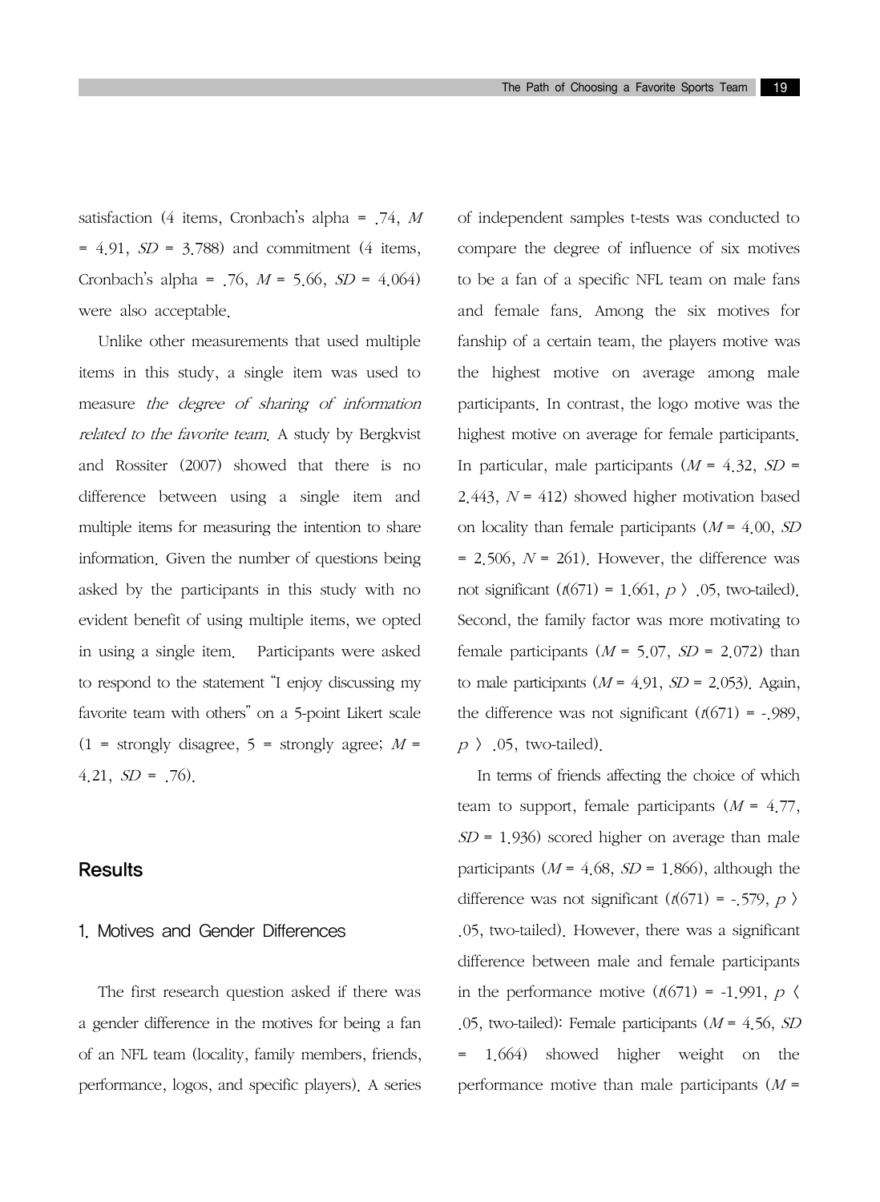satisfaction (4 items, Cronbach's alpha = .74, $M$ = 4.91, $SD$ = 3.788) and commitment (4 items, Cronbach's alpha = .76, $M$ = 5.66, $SD$ = 4.064) were also acceptable.

Unlike other measurements that used multiple items in this study, a single item was used to measure *the degree of sharing of information related to the favorite team*. A study by Bergkvist and Rossiter (2007) showed that there is no difference between using a single item and multiple items for measuring the intention to share information. Given the number of questions being asked by the participants in this study with no evident benefit of using multiple items, we opted in using a single item. Participants were asked to respond to the statement "I enjoy discussing my favorite team with others" on a 5-point Likert scale (1 = strongly disagree, 5 = strongly agree; $M$ = 4.21, $SD$ = .76).

## Results

### 1. Motives and Gender Differences

The first research question asked if there was a gender difference in the motives for being a fan of an NFL team (locality, family members, friends, performance, logos, and specific players). A series of independent samples t-tests was conducted to compare the degree of influence of six motives to be a fan of a specific NFL team on male fans and female fans. Among the six motives for fanship of a certain team, the players motive was the highest motive on average among male participants. In contrast, the logo motive was the highest motive on average for female participants. In particular, male participants ($M$ = 4.32, $SD$ = 2.443, $N$ = 412) showed higher motivation based on locality than female participants ($M$ = 4.00, $SD$ = 2.506, $N$ = 261). However, the difference was not significant ($t(671) = 1.661$, $p > .05$, two-tailed). Second, the family factor was more motivating to female participants ($M$ = 5.07, $SD$ = 2.072) than to male participants ($M$ = 4.91, $SD$ = 2.053). Again, the difference was not significant ($t(671) = -.989$, $p > .05$, two-tailed).

In terms of friends affecting the choice of which team to support, female participants ($M$ = 4.77, $SD$ = 1.936) scored higher on average than male participants ($M$ = 4.68, $SD$ = 1.866), although the difference was not significant ($t(671) = -.579$, $p > .05$, two-tailed). However, there was a significant difference between male and female participants in the performance motive ($t(671) = -1.991$, $p < .05$, two-tailed): Female participants ($M$ = 4.56, $SD$ = 1.664) showed higher weight on the performance motive than male participants ($M$ =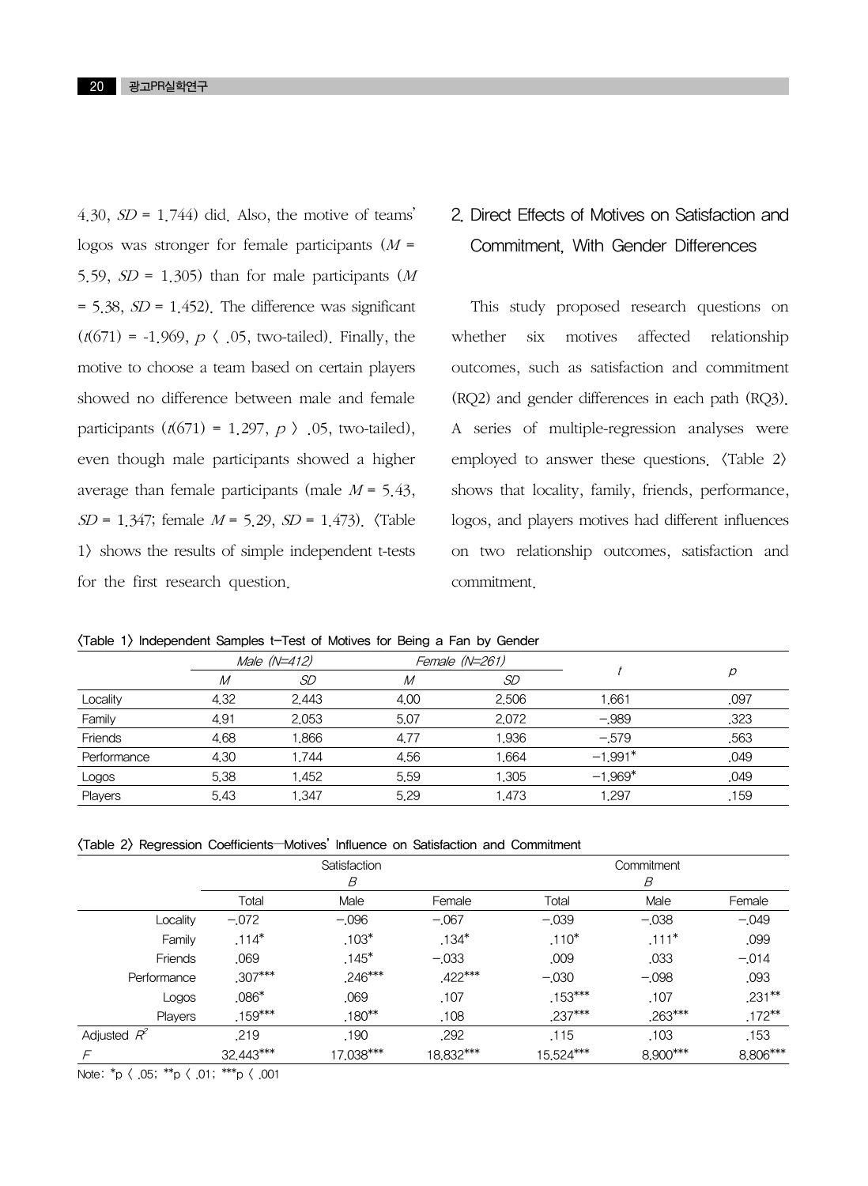4.30, *SD* = 1.744) did. Also, the motive of teams' logos was stronger for female participants (*M* = 5.59, *SD* = 1.305) than for male participants (*M* = 5.38, *SD* = 1.452). The difference was significant ($t(671) = -1.969$, $p < .05$, two-tailed). Finally, the motive to choose a team based on certain players showed no difference between male and female participants ($t(671) = 1.297$, $p > .05$, two-tailed), even though male participants showed a higher average than female participants (male *M* = 5.43, *SD* = 1.347; female *M* = 5.29, *SD* = 1.473). 〈Table 1〉 shows the results of simple independent t-tests for the first research question.

## 2. Direct Effects of Motives on Satisfaction and Commitment, With Gender Differences

This study proposed research questions on whether six motives affected relationship outcomes, such as satisfaction and commitment (RQ2) and gender differences in each path (RQ3). A series of multiple-regression analyses were employed to answer these questions. 〈Table 2〉 shows that locality, family, friends, performance, logos, and players motives had different influences on two relationship outcomes, satisfaction and commitment.

〈Table 1〉 Independent Samples t-Test of Motives for Being a Fan by Gender

| | Male (N=412) | | Female (N=261) | | $t$ | $p$ |
|---|---|---|---|---|---|---|
| | $M$ | $SD$ | $M$ | $SD$ | | |
| Locality | 4.32 | 2.443 | 4.00 | 2.506 | 1.661 | .097 |
| Family | 4.91 | 2.053 | 5.07 | 2.072 | −.989 | .323 |
| Friends | 4.68 | 1.866 | 4.77 | 1.936 | −.579 | .563 |
| Performance | 4.30 | 1.744 | 4.56 | 1.664 | −1.991* | .049 |
| Logos | 5.38 | 1.452 | 5.59 | 1.305 | −1.969* | .049 |
| Players | 5.43 | 1.347 | 5.29 | 1.473 | 1.297 | .159 |

〈Table 2〉 Regression Coefficients—Motives' Influence on Satisfaction and Commitment

| | Satisfaction | | | Commitment | | |
|---|---|---|---|---|---|---|
| | $B$ | | | $B$ | | |
| | Total | Male | Female | Total | Male | Female |
| Locality | −.072 | −.096 | −.067 | −.039 | −.038 | −.049 |
| Family | .114* | .103* | .134* | .110* | .111* | .099 |
| Friends | .069 | .145* | −.033 | .009 | .033 | −.014 |
| Performance | .307*** | .246*** | .422*** | −.030 | −.098 | .093 |
| Logos | .086* | .069 | .107 | .153*** | .107 | .231** |
| Players | .159*** | .180** | .108 | .237*** | .263*** | .172** |
| Adjusted $R^2$ | .219 | .190 | .292 | .115 | .103 | .153 |
| $F$ | 32.443*** | 17.038*** | 18.832*** | 15.524*** | 8.900*** | 8.806*** |

Note: *p < .05; **p < .01; ***p < .001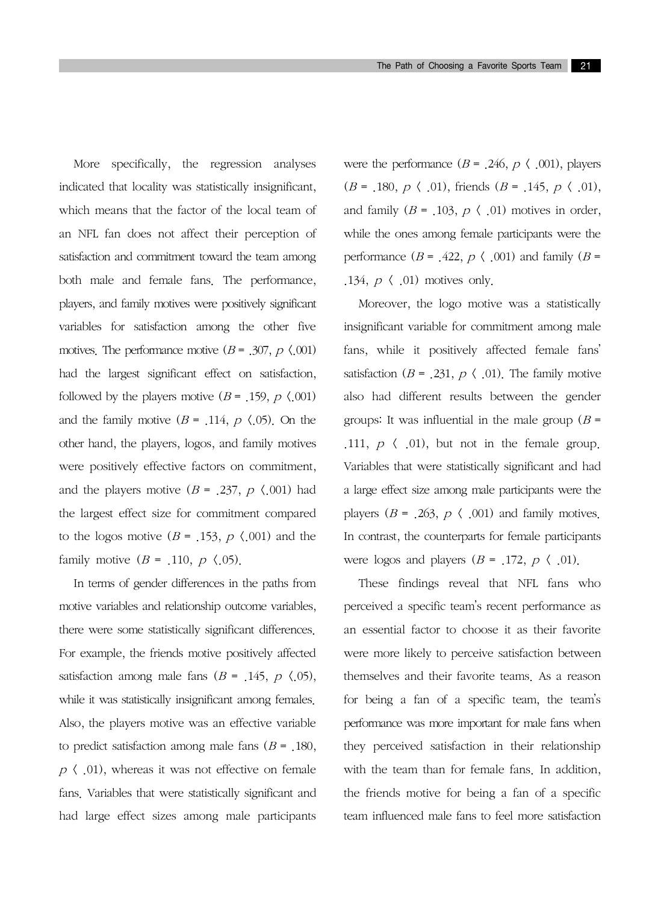More specifically, the regression analyses indicated that locality was statistically insignificant, which means that the factor of the local team of an NFL fan does not affect their perception of satisfaction and commitment toward the team among both male and female fans. The performance, players, and family motives were positively significant variables for satisfaction among the other five motives. The performance motive ($B$ = .307, $p$ <.001) had the largest significant effect on satisfaction, followed by the players motive ($B$ = .159, $p$ <.001) and the family motive ($B$ = .114, $p$ <.05). On the other hand, the players, logos, and family motives were positively effective factors on commitment, and the players motive ($B$ = .237, $p$ <.001) had the largest effect size for commitment compared to the logos motive ($B$ = .153, $p$ <.001) and the family motive ($B$ = .110, $p$ <.05).

In terms of gender differences in the paths from motive variables and relationship outcome variables, there were some statistically significant differences. For example, the friends motive positively affected satisfaction among male fans ($B$ = .145, $p$ <.05), while it was statistically insignificant among females. Also, the players motive was an effective variable to predict satisfaction among male fans ($B$ = .180, $p$ < .01), whereas it was not effective on female fans. Variables that were statistically significant and had large effect sizes among male participants were the performance ($B$ = .246, $p$ < .001), players ($B$ = .180, $p$ < .01), friends ($B$ = .145, $p$ < .01), and family ($B$ = .103, $p$ < .01) motives in order, while the ones among female participants were the performance ($B$ = .422, $p$ < .001) and family ($B$ = .134, $p$ < .01) motives only.

Moreover, the logo motive was a statistically insignificant variable for commitment among male fans, while it positively affected female fans' satisfaction ($B$ = .231, $p$ < .01). The family motive also had different results between the gender groups: It was influential in the male group ($B$ = .111, $p$ < .01), but not in the female group. Variables that were statistically significant and had a large effect size among male participants were the players ($B$ = .263, $p$ < .001) and family motives. In contrast, the counterparts for female participants were logos and players ($B$ = .172, $p$ < .01).

These findings reveal that NFL fans who perceived a specific team's recent performance as an essential factor to choose it as their favorite were more likely to perceive satisfaction between themselves and their favorite teams. As a reason for being a fan of a specific team, the team's performance was more important for male fans when they perceived satisfaction in their relationship with the team than for female fans. In addition, the friends motive for being a fan of a specific team influenced male fans to feel more satisfaction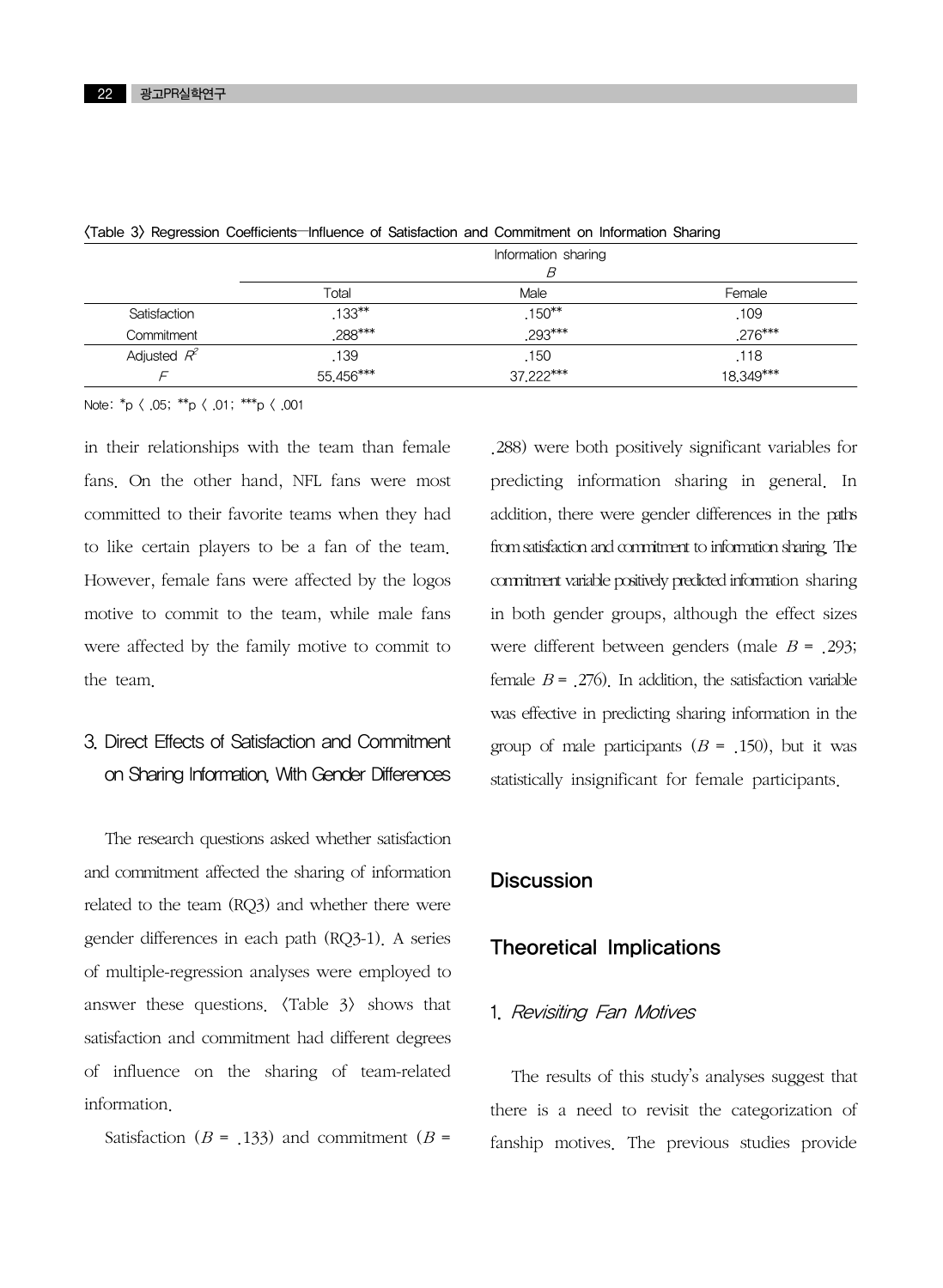〈Table 3〉 Regression Coefficients—Influence of Satisfaction and Commitment on Information Sharing

| | Information sharing *B* | | |
|---|---|---|---|
| | Total | Male | Female |
| Satisfaction | .133** | .150** | .109 |
| Commitment | .288*** | .293*** | .276*** |
| Adjusted $R^2$ | .139 | .150 | .118 |
| $F$ | 55.456*** | 37.222*** | 18.349*** |

Note: *p 〈 .05; **p 〈 .01; ***p 〈 .001

in their relationships with the team than female fans. On the other hand, NFL fans were most committed to their favorite teams when they had to like certain players to be a fan of the team. However, female fans were affected by the logos motive to commit to the team, while male fans were affected by the family motive to commit to the team.

## 3. Direct Effects of Satisfaction and Commitment on Sharing Information, With Gender Differences

The research questions asked whether satisfaction and commitment affected the sharing of information related to the team (RQ3) and whether there were gender differences in each path (RQ3-1). A series of multiple-regression analyses were employed to answer these questions. 〈Table 3〉 shows that satisfaction and commitment had different degrees of influence on the sharing of team-related information.

Satisfaction ($B$ = .133) and commitment ($B$ = .288) were both positively significant variables for predicting information sharing in general. In addition, there were gender differences in the paths from satisfaction and commitment to information sharing. The commitment variable positively predicted information sharing in both gender groups, although the effect sizes were different between genders (male $B$ = .293; female $B$ = .276). In addition, the satisfaction variable was effective in predicting sharing information in the group of male participants ($B$ = .150), but it was statistically insignificant for female participants.

# Discussion

## Theoretical Implications

### 1. *Revisiting Fan Motives*

The results of this study's analyses suggest that there is a need to revisit the categorization of fanship motives. The previous studies provide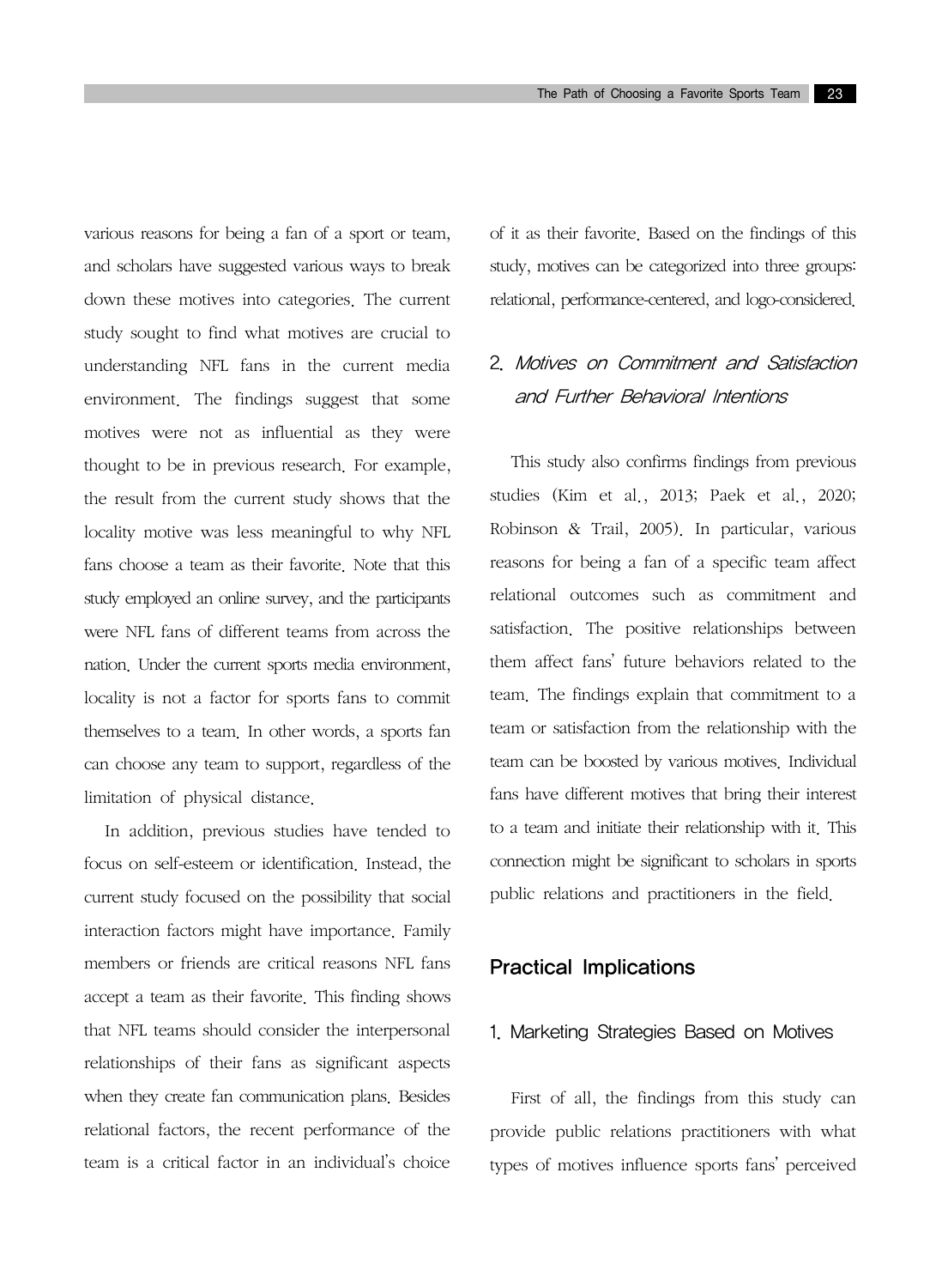various reasons for being a fan of a sport or team, and scholars have suggested various ways to break down these motives into categories. The current study sought to find what motives are crucial to understanding NFL fans in the current media environment. The findings suggest that some motives were not as influential as they were thought to be in previous research. For example, the result from the current study shows that the locality motive was less meaningful to why NFL fans choose a team as their favorite. Note that this study employed an online survey, and the participants were NFL fans of different teams from across the nation. Under the current sports media environment, locality is not a factor for sports fans to commit themselves to a team. In other words, a sports fan can choose any team to support, regardless of the limitation of physical distance.

In addition, previous studies have tended to focus on self-esteem or identification. Instead, the current study focused on the possibility that social interaction factors might have importance. Family members or friends are critical reasons NFL fans accept a team as their favorite. This finding shows that NFL teams should consider the interpersonal relationships of their fans as significant aspects when they create fan communication plans. Besides relational factors, the recent performance of the team is a critical factor in an individual's choice of it as their favorite. Based on the findings of this study, motives can be categorized into three groups: relational, performance-centered, and logo-considered.

### 2. *Motives on Commitment and Satisfaction and Further Behavioral Intentions*

This study also confirms findings from previous studies (Kim et al., 2013; Paek et al., 2020; Robinson & Trail, 2005). In particular, various reasons for being a fan of a specific team affect relational outcomes such as commitment and satisfaction. The positive relationships between them affect fans' future behaviors related to the team. The findings explain that commitment to a team or satisfaction from the relationship with the team can be boosted by various motives. Individual fans have different motives that bring their interest to a team and initiate their relationship with it. This connection might be significant to scholars in sports public relations and practitioners in the field.

## Practical Implications

### 1. Marketing Strategies Based on Motives

First of all, the findings from this study can provide public relations practitioners with what types of motives influence sports fans' perceived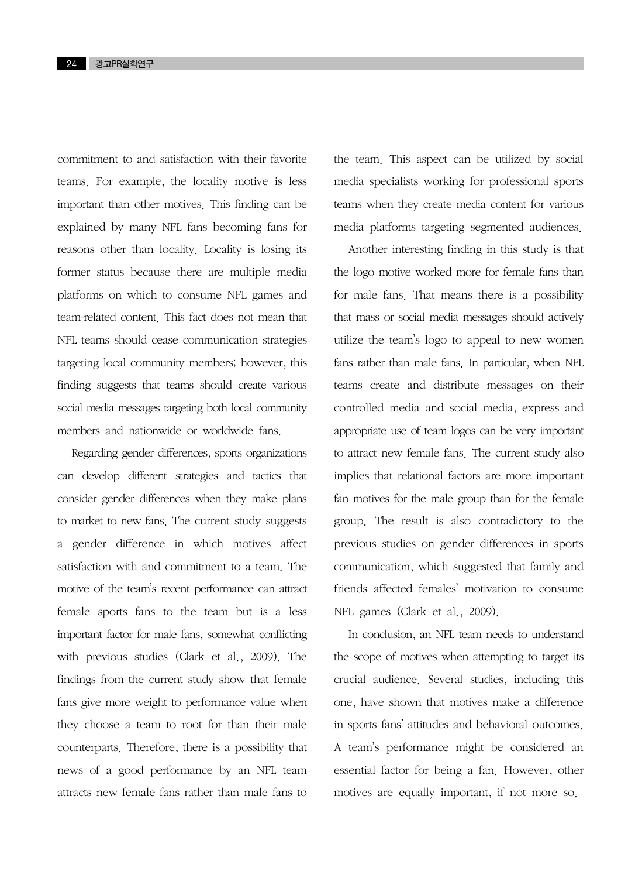commitment to and satisfaction with their favorite teams. For example, the locality motive is less important than other motives. This finding can be explained by many NFL fans becoming fans for reasons other than locality. Locality is losing its former status because there are multiple media platforms on which to consume NFL games and team-related content. This fact does not mean that NFL teams should cease communication strategies targeting local community members; however, this finding suggests that teams should create various social media messages targeting both local community members and nationwide or worldwide fans.

Regarding gender differences, sports organizations can develop different strategies and tactics that consider gender differences when they make plans to market to new fans. The current study suggests a gender difference in which motives affect satisfaction with and commitment to a team. The motive of the team's recent performance can attract female sports fans to the team but is a less important factor for male fans, somewhat conflicting with previous studies (Clark et al., 2009). The findings from the current study show that female fans give more weight to performance value when they choose a team to root for than their male counterparts. Therefore, there is a possibility that news of a good performance by an NFL team attracts new female fans rather than male fans to the team. This aspect can be utilized by social media specialists working for professional sports teams when they create media content for various media platforms targeting segmented audiences.

Another interesting finding in this study is that the logo motive worked more for female fans than for male fans. That means there is a possibility that mass or social media messages should actively utilize the team's logo to appeal to new women fans rather than male fans. In particular, when NFL teams create and distribute messages on their controlled media and social media, express and appropriate use of team logos can be very important to attract new female fans. The current study also implies that relational factors are more important fan motives for the male group than for the female group. The result is also contradictory to the previous studies on gender differences in sports communication, which suggested that family and friends affected females' motivation to consume NFL games (Clark et al., 2009).

In conclusion, an NFL team needs to understand the scope of motives when attempting to target its crucial audience. Several studies, including this one, have shown that motives make a difference in sports fans' attitudes and behavioral outcomes. A team's performance might be considered an essential factor for being a fan. However, other motives are equally important, if not more so.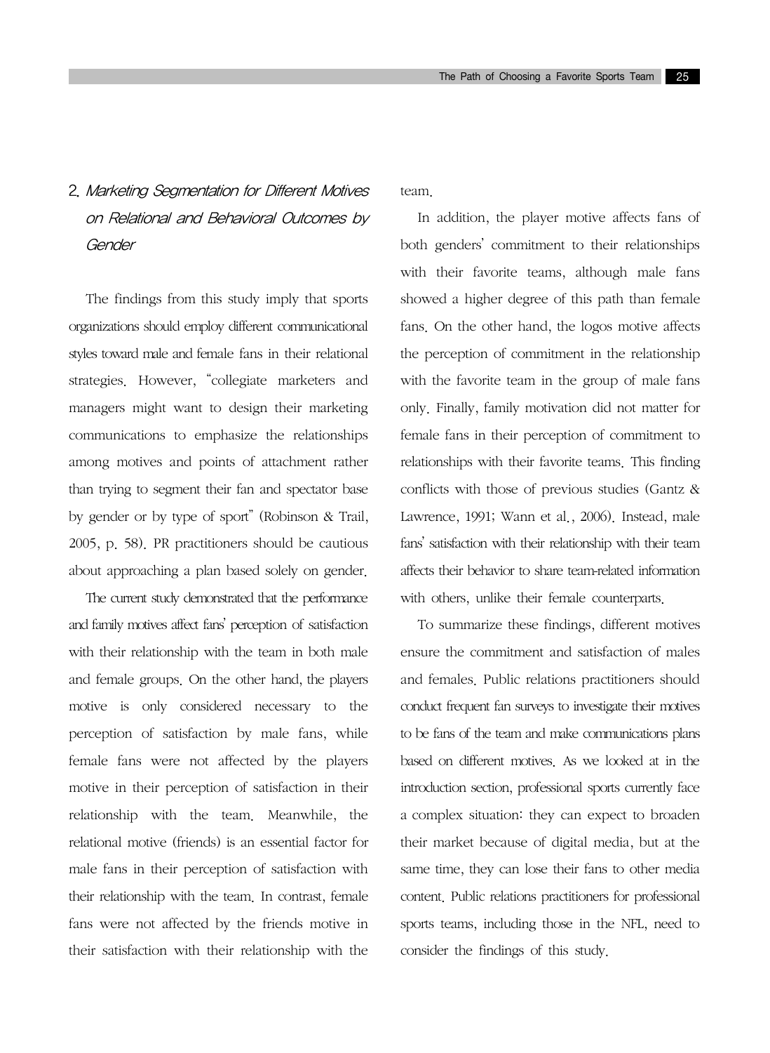## 2. *Marketing Segmentation for Different Motives on Relational and Behavioral Outcomes by Gender*

The findings from this study imply that sports organizations should employ different communicational styles toward male and female fans in their relational strategies. However, "collegiate marketers and managers might want to design their marketing communications to emphasize the relationships among motives and points of attachment rather than trying to segment their fan and spectator base by gender or by type of sport" (Robinson & Trail, 2005, p. 58). PR practitioners should be cautious about approaching a plan based solely on gender.

The current study demonstrated that the performance and family motives affect fans' perception of satisfaction with their relationship with the team in both male and female groups. On the other hand, the players motive is only considered necessary to the perception of satisfaction by male fans, while female fans were not affected by the players motive in their perception of satisfaction in their relationship with the team. Meanwhile, the relational motive (friends) is an essential factor for male fans in their perception of satisfaction with their relationship with the team. In contrast, female fans were not affected by the friends motive in their satisfaction with their relationship with the team.

In addition, the player motive affects fans of both genders' commitment to their relationships with their favorite teams, although male fans showed a higher degree of this path than female fans. On the other hand, the logos motive affects the perception of commitment in the relationship with the favorite team in the group of male fans only. Finally, family motivation did not matter for female fans in their perception of commitment to relationships with their favorite teams. This finding conflicts with those of previous studies (Gantz & Lawrence, 1991; Wann et al., 2006). Instead, male fans' satisfaction with their relationship with their team affects their behavior to share team-related information with others, unlike their female counterparts.

To summarize these findings, different motives ensure the commitment and satisfaction of males and females. Public relations practitioners should conduct frequent fan surveys to investigate their motives to be fans of the team and make communications plans based on different motives. As we looked at in the introduction section, professional sports currently face a complex situation: they can expect to broaden their market because of digital media, but at the same time, they can lose their fans to other media content. Public relations practitioners for professional sports teams, including those in the NFL, need to consider the findings of this study.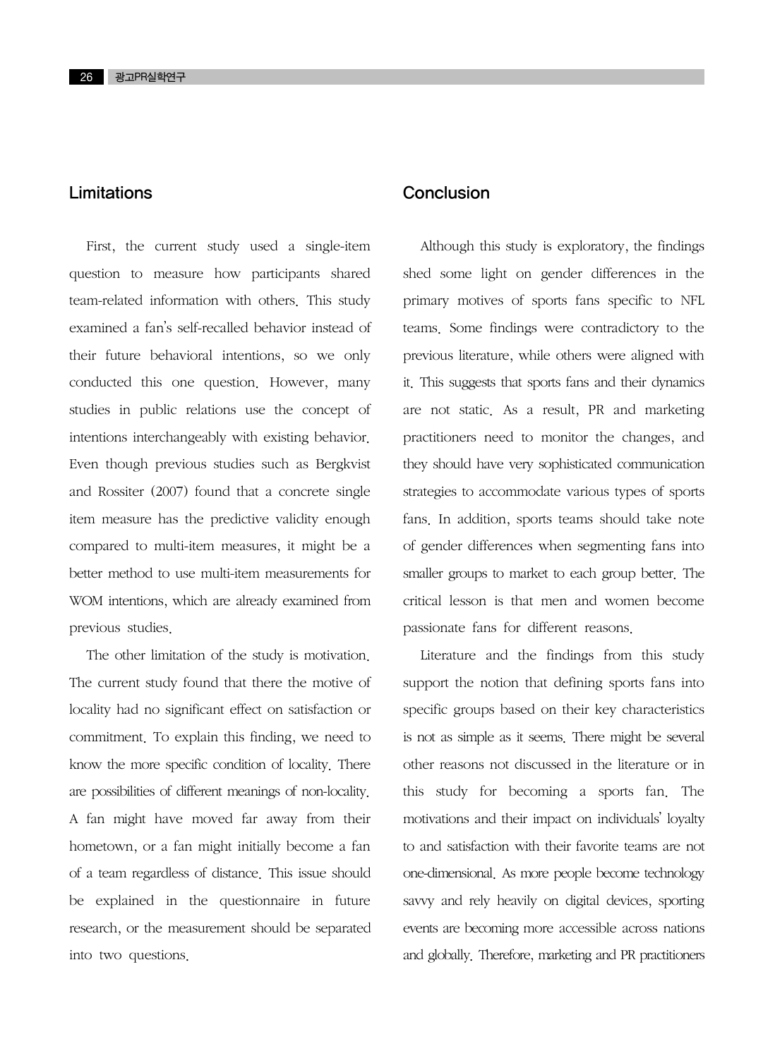## Limitations

First, the current study used a single-item question to measure how participants shared team-related information with others. This study examined a fan's self-recalled behavior instead of their future behavioral intentions, so we only conducted this one question. However, many studies in public relations use the concept of intentions interchangeably with existing behavior. Even though previous studies such as Bergkvist and Rossiter (2007) found that a concrete single item measure has the predictive validity enough compared to multi-item measures, it might be a better method to use multi-item measurements for WOM intentions, which are already examined from previous studies.

The other limitation of the study is motivation. The current study found that there the motive of locality had no significant effect on satisfaction or commitment. To explain this finding, we need to know the more specific condition of locality. There are possibilities of different meanings of non-locality. A fan might have moved far away from their hometown, or a fan might initially become a fan of a team regardless of distance. This issue should be explained in the questionnaire in future research, or the measurement should be separated into two questions.

## Conclusion

Although this study is exploratory, the findings shed some light on gender differences in the primary motives of sports fans specific to NFL teams. Some findings were contradictory to the previous literature, while others were aligned with it. This suggests that sports fans and their dynamics are not static. As a result, PR and marketing practitioners need to monitor the changes, and they should have very sophisticated communication strategies to accommodate various types of sports fans. In addition, sports teams should take note of gender differences when segmenting fans into smaller groups to market to each group better. The critical lesson is that men and women become passionate fans for different reasons.

Literature and the findings from this study support the notion that defining sports fans into specific groups based on their key characteristics is not as simple as it seems. There might be several other reasons not discussed in the literature or in this study for becoming a sports fan. The motivations and their impact on individuals' loyalty to and satisfaction with their favorite teams are not one-dimensional. As more people become technology savvy and rely heavily on digital devices, sporting events are becoming more accessible across nations and globally. Therefore, marketing and PR practitioners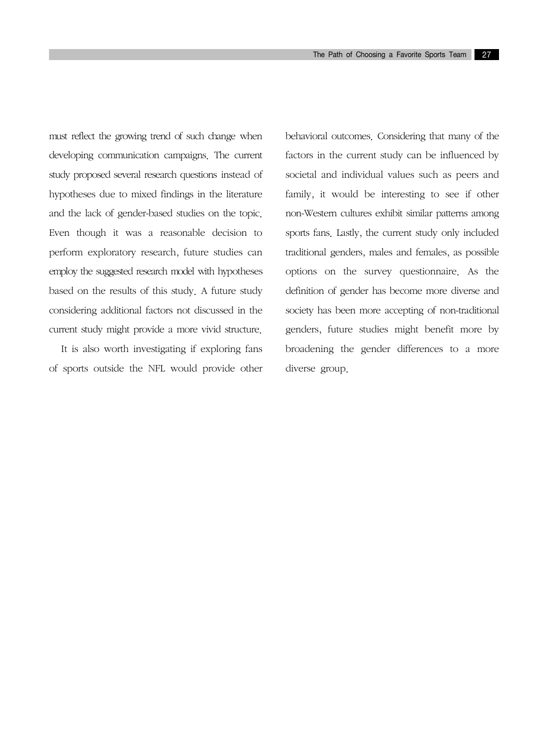must reflect the growing trend of such change when developing communication campaigns. The current study proposed several research questions instead of hypotheses due to mixed findings in the literature and the lack of gender-based studies on the topic. Even though it was a reasonable decision to perform exploratory research, future studies can employ the suggested research model with hypotheses based on the results of this study. A future study considering additional factors not discussed in the current study might provide a more vivid structure.

It is also worth investigating if exploring fans of sports outside the NFL would provide other behavioral outcomes. Considering that many of the factors in the current study can be influenced by societal and individual values such as peers and family, it would be interesting to see if other non-Western cultures exhibit similar patterns among sports fans. Lastly, the current study only included traditional genders, males and females, as possible options on the survey questionnaire. As the definition of gender has become more diverse and society has been more accepting of non-traditional genders, future studies might benefit more by broadening the gender differences to a more diverse group.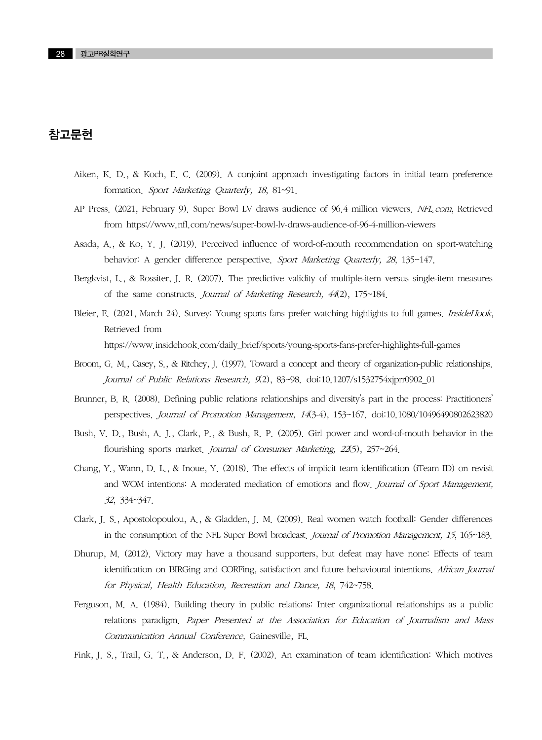## 참고문헌

Aiken, K. D., & Koch, E. C. (2009). A conjoint approach investigating factors in initial team preference formation. *Sport Marketing Quarterly, 18*, 81~91.

AP Press. (2021, February 9). Super Bowl LV draws audience of 96.4 million viewers. *NFL.com*, Retrieved from https://www.nfl.com/news/super-bowl-lv-draws-audience-of-96-4-million-viewers

Asada, A., & Ko, Y. J. (2019). Perceived influence of word-of-mouth recommendation on sport-watching behavior: A gender difference perspective. *Sport Marketing Quarterly, 28*, 135~147.

Bergkvist, L., & Rossiter, J. R. (2007). The predictive validity of multiple-item versus single-item measures of the same constructs. *Journal of Marketing Research, 44*(2), 175~184.

Bleier, E. (2021, March 24). Survey: Young sports fans prefer watching highlights to full games. *InsideHook*, Retrieved from https://www.insidehook.com/daily_brief/sports/young-sports-fans-prefer-highlights-full-games

Broom, G. M., Casey, S., & Ritchey, J. (1997). Toward a concept and theory of organization-public relationships. *Journal of Public Relations Research, 9*(2), 83~98. doi:10.1207/s1532754xjprr0902_01

Brunner, B. R. (2008). Defining public relations relationships and diversity's part in the process: Practitioners' perspectives. *Journal of Promotion Management, 14*(3-4), 153~167. doi:10.1080/10496490802623820

Bush, V. D., Bush, A. J., Clark, P., & Bush, R. P. (2005). Girl power and word-of-mouth behavior in the flourishing sports market. *Journal of Consumer Marketing, 22*(5), 257~264.

Chang, Y., Wann, D. L., & Inoue, Y. (2018). The effects of implicit team identification (iTeam ID) on revisit and WOM intentions: A moderated mediation of emotions and flow. *Journal of Sport Management, 32*, 334~347.

Clark, J. S., Apostolopoulou, A., & Gladden, J. M. (2009). Real women watch football: Gender differences in the consumption of the NFL Super Bowl broadcast. *Journal of Promotion Management, 15*, 165~183.

Dhurup, M. (2012). Victory may have a thousand supporters, but defeat may have none: Effects of team identification on BIRGing and CORFing, satisfaction and future behavioural intentions. *African Journal for Physical, Health Education, Recreation and Dance, 18*, 742~758.

Ferguson, M. A. (1984). Building theory in public relations: Inter organizational relationships as a public relations paradigm. *Paper Presented at the Association for Education of Journalism and Mass Communication Annual Conference,* Gainesville, FL.

Fink, J. S., Trail, G. T., & Anderson, D. F. (2002). An examination of team identification: Which motives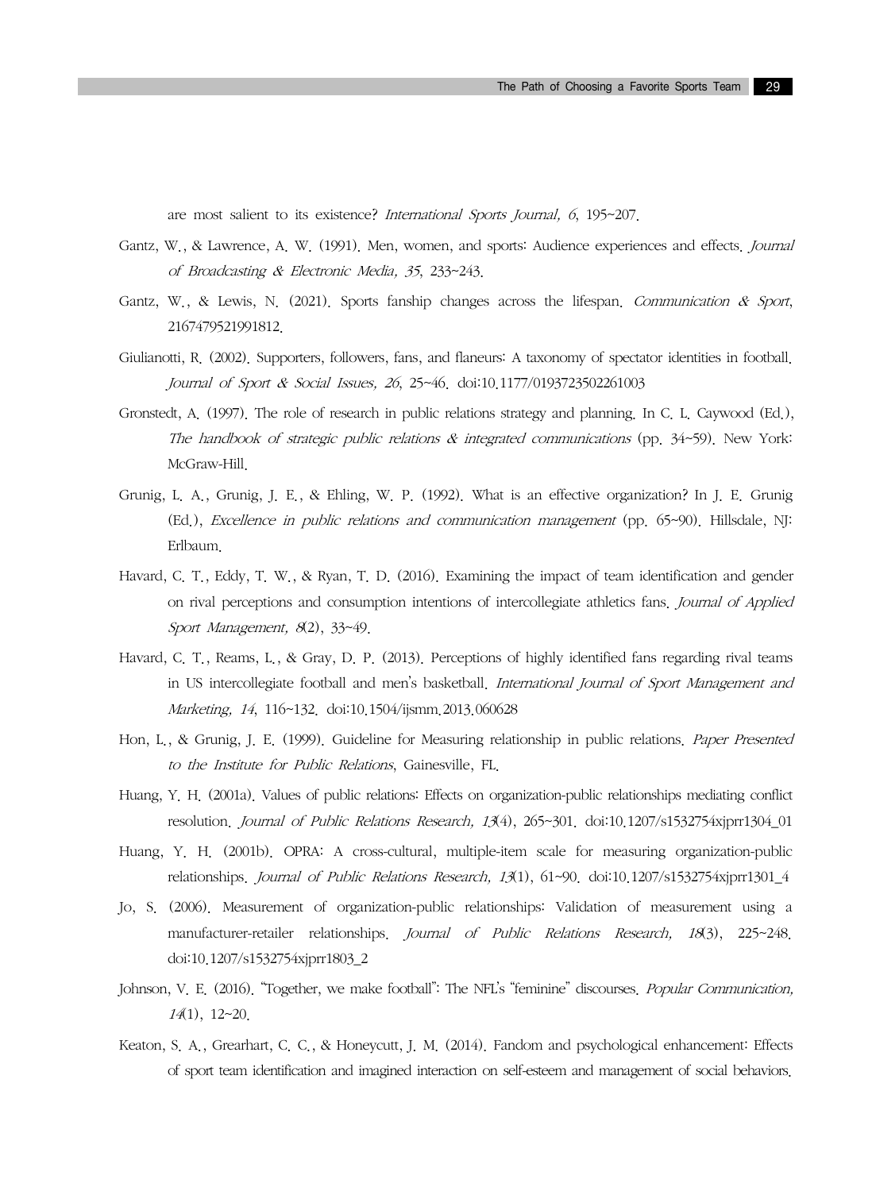are most salient to its existence? *International Sports Journal, 6*, 195~207.

Gantz, W., & Lawrence, A. W. (1991). Men, women, and sports: Audience experiences and effects. *Journal of Broadcasting & Electronic Media, 35*, 233~243.

Gantz, W., & Lewis, N. (2021). Sports fanship changes across the lifespan. *Communication & Sport*, 2167479521991812.

Giulianotti, R. (2002). Supporters, followers, fans, and flaneurs: A taxonomy of spectator identities in football. *Journal of Sport & Social Issues, 26*, 25~46. doi:10.1177/0193723502261003

Gronstedt, A. (1997). The role of research in public relations strategy and planning. In C. L. Caywood (Ed.), *The handbook of strategic public relations & integrated communications* (pp. 34~59). New York: McGraw-Hill.

Grunig, L. A., Grunig, J. E., & Ehling, W. P. (1992). What is an effective organization? In J. E. Grunig (Ed.), *Excellence in public relations and communication management* (pp. 65~90). Hillsdale, NJ: Erlbaum.

Havard, C. T., Eddy, T. W., & Ryan, T. D. (2016). Examining the impact of team identification and gender on rival perceptions and consumption intentions of intercollegiate athletics fans. *Journal of Applied Sport Management, 8*(2), 33~49.

Havard, C. T., Reams, L., & Gray, D. P. (2013). Perceptions of highly identified fans regarding rival teams in US intercollegiate football and men's basketball. *International Journal of Sport Management and Marketing, 14*, 116~132. doi:10.1504/ijsmm.2013.060628

Hon, L., & Grunig, J. E. (1999). Guideline for Measuring relationship in public relations. *Paper Presented to the Institute for Public Relations*, Gainesville, FL.

Huang, Y. H. (2001a). Values of public relations: Effects on organization-public relationships mediating conflict resolution. *Journal of Public Relations Research, 13*(4), 265~301. doi:10.1207/s1532754xjprr1304_01

Huang, Y. H. (2001b). OPRA: A cross-cultural, multiple-item scale for measuring organization-public relationships. *Journal of Public Relations Research, 13*(1), 61~90. doi:10.1207/s1532754xjprr1301_4

Jo, S. (2006). Measurement of organization-public relationships: Validation of measurement using a manufacturer-retailer relationships. *Journal of Public Relations Research, 18*(3), 225~248. doi:10.1207/s1532754xjprr1803_2

Johnson, V. E. (2016). "Together, we make football": The NFL's "feminine" discourses. *Popular Communication, 14*(1), 12~20.

Keaton, S. A., Grearhart, C. C., & Honeycutt, J. M. (2014). Fandom and psychological enhancement: Effects of sport team identification and imagined interaction on self-esteem and management of social behaviors.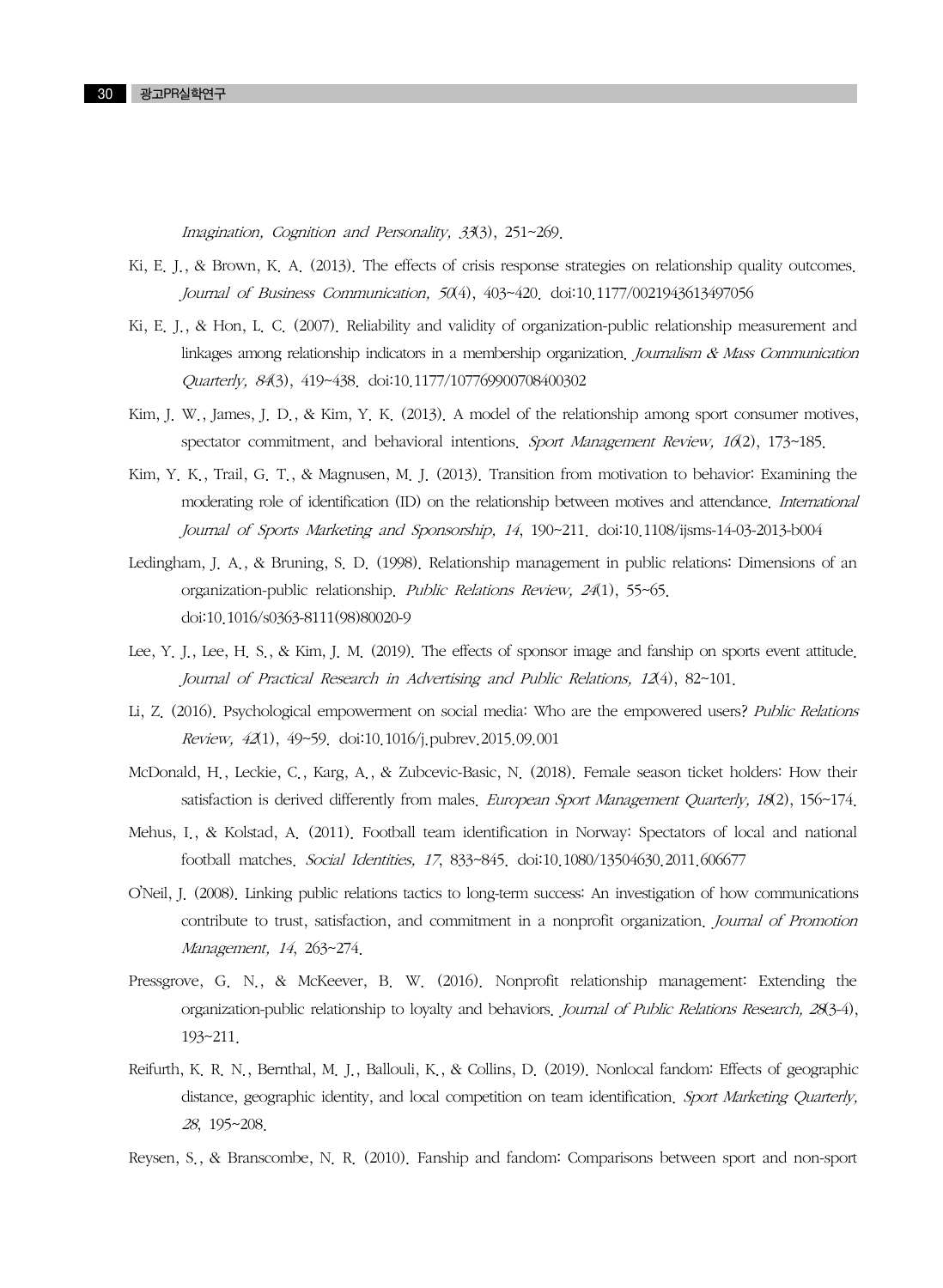*Imagination, Cognition and Personality, 33*(3), 251~269.

Ki, E. J., & Brown, K. A. (2013). The effects of crisis response strategies on relationship quality outcomes. *Journal of Business Communication, 50*(4), 403~420. doi:10.1177/0021943613497056

Ki, E. J., & Hon, L. C. (2007). Reliability and validity of organization-public relationship measurement and linkages among relationship indicators in a membership organization. *Journalism & Mass Communication Quarterly, 84*(3), 419~438. doi:10.1177/107769900708400302

Kim, J. W., James, J. D., & Kim, Y. K. (2013). A model of the relationship among sport consumer motives, spectator commitment, and behavioral intentions. *Sport Management Review, 16*(2), 173~185.

Kim, Y. K., Trail, G. T., & Magnusen, M. J. (2013). Transition from motivation to behavior: Examining the moderating role of identification (ID) on the relationship between motives and attendance. *International Journal of Sports Marketing and Sponsorship, 14*, 190~211. doi:10.1108/ijsms-14-03-2013-b004

Ledingham, J. A., & Bruning, S. D. (1998). Relationship management in public relations: Dimensions of an organization-public relationship. *Public Relations Review, 24*(1), 55~65. doi:10.1016/s0363-8111(98)80020-9

Lee, Y. J., Lee, H. S., & Kim, J. M. (2019). The effects of sponsor image and fanship on sports event attitude. *Journal of Practical Research in Advertising and Public Relations, 12*(4), 82~101.

Li, Z. (2016). Psychological empowerment on social media: Who are the empowered users? *Public Relations Review, 42*(1), 49~59. doi:10.1016/j.pubrev.2015.09.001

McDonald, H., Leckie, C., Karg, A., & Zubcevic-Basic, N. (2018). Female season ticket holders: How their satisfaction is derived differently from males. *European Sport Management Quarterly, 18*(2), 156~174.

Mehus, I., & Kolstad, A. (2011). Football team identification in Norway: Spectators of local and national football matches. *Social Identities, 17*, 833~845. doi:10.1080/13504630.2011.606677

O'Neil, J. (2008). Linking public relations tactics to long-term success: An investigation of how communications contribute to trust, satisfaction, and commitment in a nonprofit organization. *Journal of Promotion Management, 14*, 263~274.

Pressgrove, G. N., & McKeever, B. W. (2016). Nonprofit relationship management: Extending the organization-public relationship to loyalty and behaviors. *Journal of Public Relations Research, 28*(3-4), 193~211.

Reifurth, K. R. N., Bernthal, M. J., Ballouli, K., & Collins, D. (2019). Nonlocal fandom: Effects of geographic distance, geographic identity, and local competition on team identification. *Sport Marketing Quarterly, 28*, 195~208.

Reysen, S., & Branscombe, N. R. (2010). Fanship and fandom: Comparisons between sport and non-sport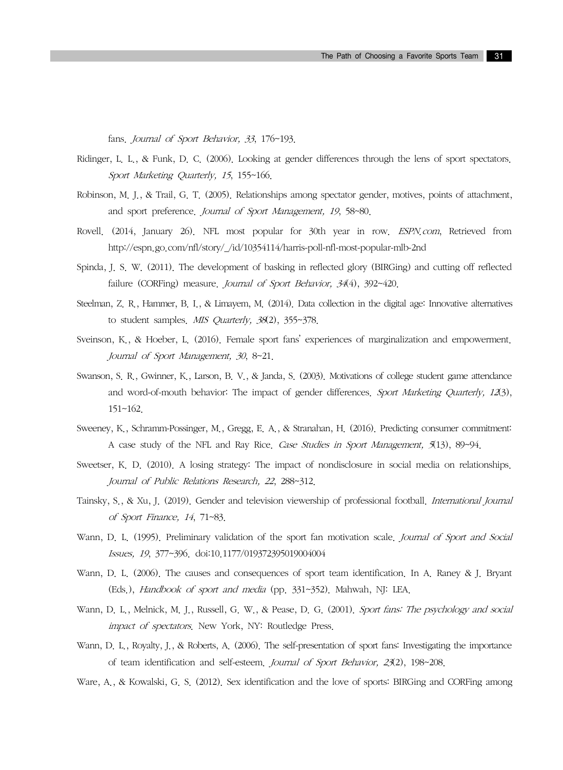fans. *Journal of Sport Behavior, 33*, 176~193.

Ridinger, L. L., & Funk, D. C. (2006). Looking at gender differences through the lens of sport spectators. *Sport Marketing Quarterly, 15*, 155~166.

Robinson, M. J., & Trail, G. T. (2005). Relationships among spectator gender, motives, points of attachment, and sport preference. *Journal of Sport Management, 19*, 58~80.

Rovell. (2014, January 26). NFL most popular for 30th year in row. *ESPN.com*, Retrieved from http://espn.go.com/nfl/story/_/id/10354114/harris-poll-nfl-most-popular-mlb-2nd

Spinda, J. S. W. (2011). The development of basking in reflected glory (BIRGing) and cutting off reflected failure (CORFing) measure. *Journal of Sport Behavior, 34*(4), 392~420.

Steelman, Z. R., Hammer, B. I., & Limayem, M. (2014). Data collection in the digital age: Innovative alternatives to student samples. *MIS Quarterly, 38*(2), 355~378.

Sveinson, K., & Hoeber, L. (2016). Female sport fans' experiences of marginalization and empowerment. *Journal of Sport Management, 30*, 8~21.

Swanson, S. R., Gwinner, K., Larson, B. V., & Janda, S. (2003). Motivations of college student game attendance and word-of-mouth behavior: The impact of gender differences. *Sport Marketing Quarterly, 12*(3), 151~162.

Sweeney, K., Schramm-Possinger, M., Gregg, E. A., & Stranahan, H. (2016). Predicting consumer commitment: A case study of the NFL and Ray Rice. *Case Studies in Sport Management, 5*(13), 89~94.

Sweetser, K. D. (2010). A losing strategy: The impact of nondisclosure in social media on relationships. *Journal of Public Relations Research, 22*, 288~312.

Tainsky, S., & Xu, J. (2019). Gender and television viewership of professional football. *International Journal of Sport Finance, 14*, 71~83.

Wann, D. L. (1995). Preliminary validation of the sport fan motivation scale. *Journal of Sport and Social Issues, 19*, 377~396. doi:10.1177/019372395019004004

Wann, D. L. (2006). The causes and consequences of sport team identification. In A. Raney & J. Bryant (Eds.), *Handbook of sport and media* (pp. 331~352). Mahwah, NJ: LEA.

Wann, D. L., Melnick, M. J., Russell, G. W., & Pease, D. G. (2001). *Sport fans: The psychology and social impact of spectators*. New York, NY: Routledge Press.

Wann, D. L., Royalty, J., & Roberts, A. (2006). The self-presentation of sport fans: Investigating the importance of team identification and self-esteem. *Journal of Sport Behavior, 23*(2), 198~208.

Ware, A., & Kowalski, G. S. (2012). Sex identification and the love of sports: BIRGing and CORFing among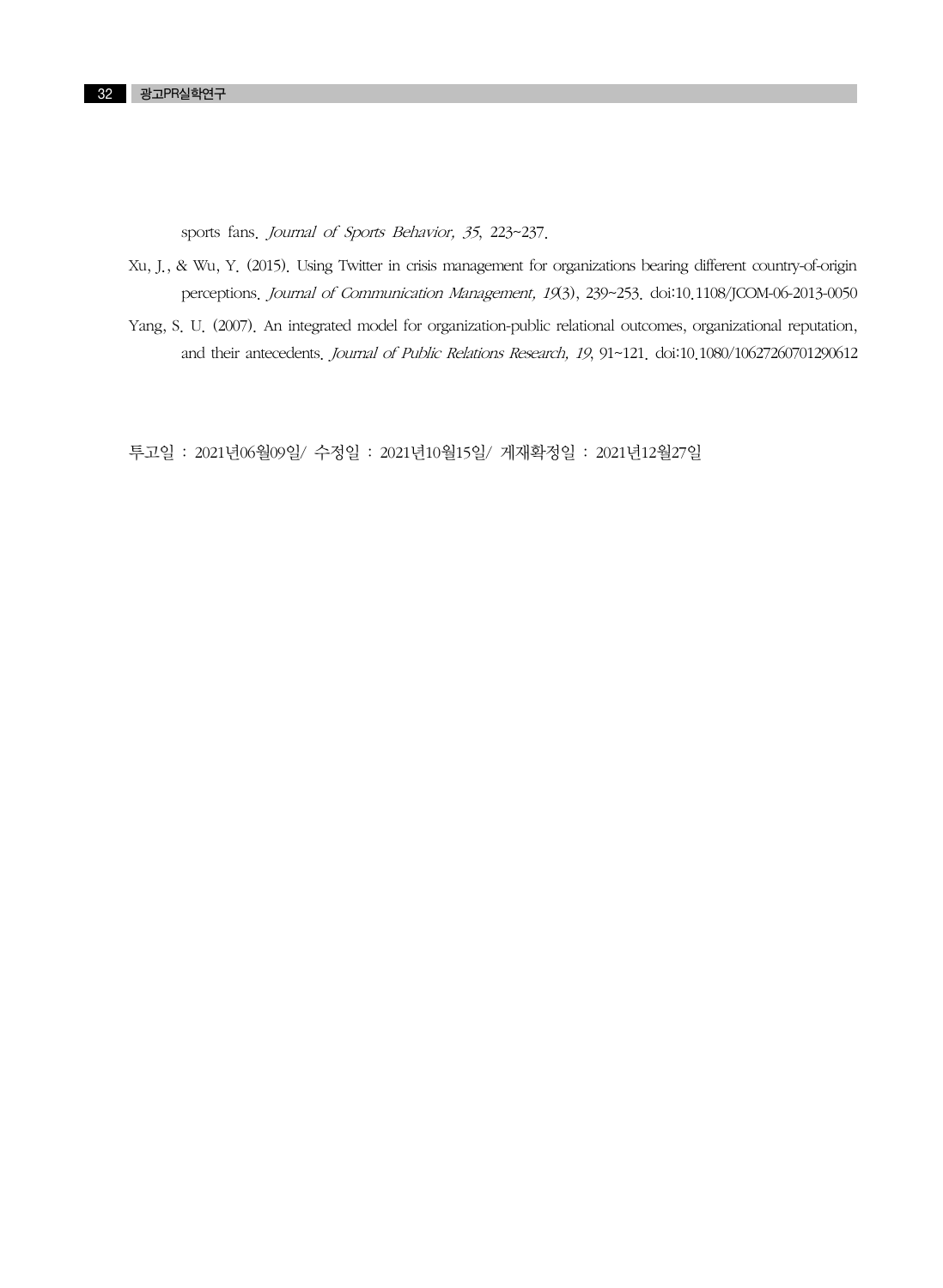sports fans. *Journal of Sports Behavior, 35*, 223~237.

Xu, J., & Wu, Y. (2015). Using Twitter in crisis management for organizations bearing different country-of-origin perceptions. *Journal of Communication Management, 19*(3), 239~253. doi:10.1108/JCOM-06-2013-0050

Yang, S. U. (2007). An integrated model for organization-public relational outcomes, organizational reputation, and their antecedents. *Journal of Public Relations Research, 19*, 91~121. doi:10.1080/10627260701290612

투고일 : 2021년06월09일/ 수정일 : 2021년10월15일/ 게재확정일 : 2021년12월27일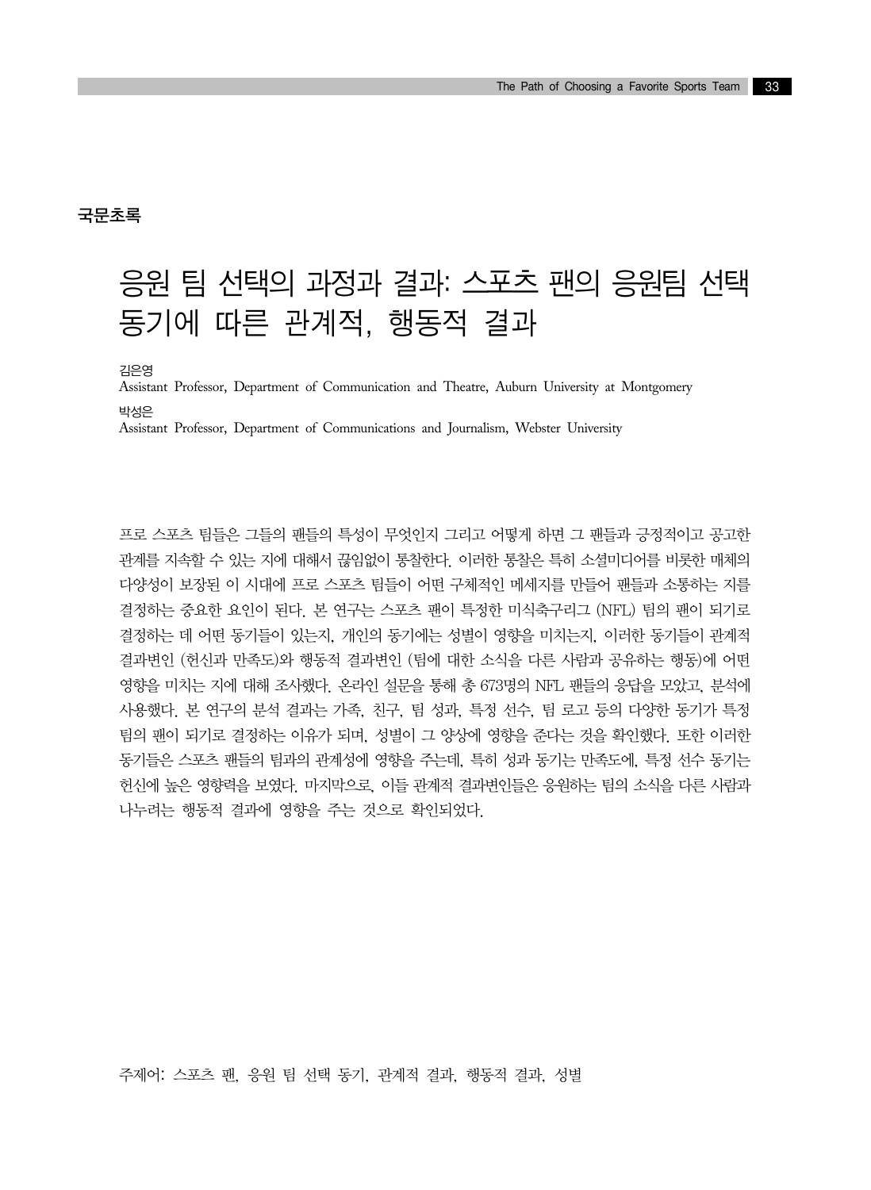## 국문초록

# 응원 팀 선택의 과정과 결과: 스포츠 팬의 응원팀 선택 동기에 따른 관계적, 행동적 결과

김은영

Assistant Professor, Department of Communication and Theatre, Auburn University at Montgomery

박성은

Assistant Professor, Department of Communications and Journalism, Webster University

프로 스포츠 팀들은 그들의 팬들의 특성이 무엇인지 그리고 어떻게 하면 그 팬들과 긍정적이고 공고한 관계를 지속할 수 있는 지에 대해서 끊임없이 통찰한다. 이러한 통찰은 특히 소셜미디어를 비롯한 매체의 다양성이 보장된 이 시대에 프로 스포츠 팀들이 어떤 구체적인 메세지를 만들어 팬들과 소통하는 지를 결정하는 중요한 요인이 된다. 본 연구는 스포츠 팬이 특정한 미식축구리그 (NFL) 팀의 팬이 되기로 결정하는 데 어떤 동기들이 있는지, 개인의 동기에는 성별이 영향을 미치는지, 이러한 동기들이 관계적 결과변인 (헌신과 만족도)와 행동적 결과변인 (팀에 대한 소식을 다른 사람과 공유하는 행동)에 어떤 영향을 미치는 지에 대해 조사했다. 온라인 설문을 통해 총 673명의 NFL 팬들의 응답을 모았고, 분석에 사용했다. 본 연구의 분석 결과는 가족, 친구, 팀 성과, 특정 선수, 팀 로고 등의 다양한 동기가 특정 팀의 팬이 되기로 결정하는 이유가 되며, 성별이 그 양상에 영향을 준다는 것을 확인했다. 또한 이러한 동기들은 스포츠 팬들의 팀과의 관계성에 영향을 주는데, 특히 성과 동기는 만족도에, 특정 선수 동기는 헌신에 높은 영향력을 보였다. 마지막으로, 이들 관계적 결과변인들은 응원하는 팀의 소식을 다른 사람과 나누려는 행동적 결과에 영향을 주는 것으로 확인되었다.

주제어: 스포츠 팬, 응원 팀 선택 동기, 관계적 결과, 행동적 결과, 성별